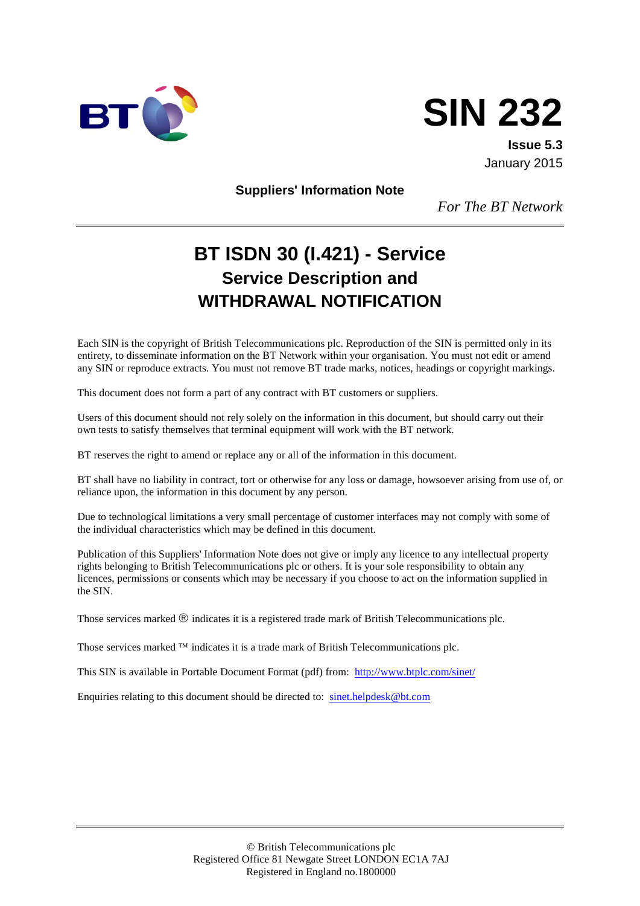# SIN 232

**Issue 5.3**
January 2015

**Suppliers' Information Note**

*For The BT Network*

# BT ISDN 30 (I.421) - Service

## Service Description and WITHDRAWAL NOTIFICATION

Each SIN is the copyright of British Telecommunications plc. Reproduction of the SIN is permitted only in its entirety, to disseminate information on the BT Network within your organisation. You must not edit or amend any SIN or reproduce extracts. You must not remove BT trade marks, notices, headings or copyright markings.

This document does not form a part of any contract with BT customers or suppliers.

Users of this document should not rely solely on the information in this document, but should carry out their own tests to satisfy themselves that terminal equipment will work with the BT network.

BT reserves the right to amend or replace any or all of the information in this document.

BT shall have no liability in contract, tort or otherwise for any loss or damage, howsoever arising from use of, or reliance upon, the information in this document by any person.

Due to technological limitations a very small percentage of customer interfaces may not comply with some of the individual characteristics which may be defined in this document.

Publication of this Suppliers' Information Note does not give or imply any licence to any intellectual property rights belonging to British Telecommunications plc or others. It is your sole responsibility to obtain any licences, permissions or consents which may be necessary if you choose to act on the information supplied in the SIN.

Those services marked ® indicates it is a registered trade mark of British Telecommunications plc.

Those services marked ™ indicates it is a trade mark of British Telecommunications plc.

This SIN is available in Portable Document Format (pdf) from: http://www.btplc.com/sinet/

Enquiries relating to this document should be directed to: sinet.helpdesk@bt.com

© British Telecommunications plc
Registered Office 81 Newgate Street LONDON EC1A 7AJ
Registered in England no.1800000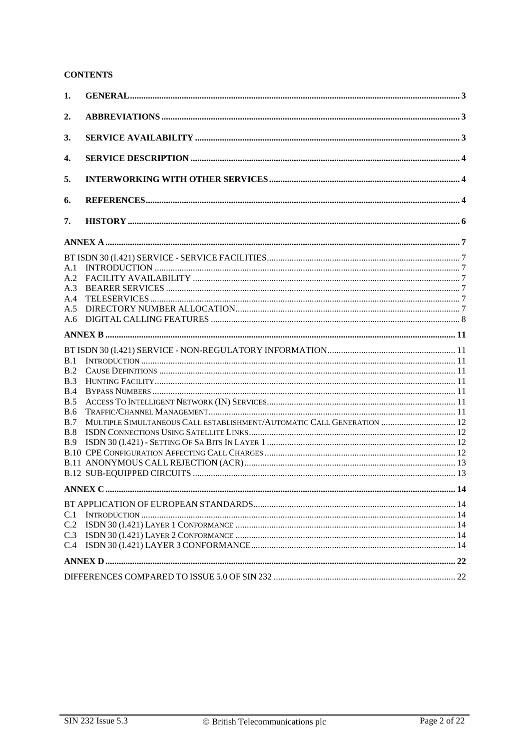**CONTENTS**

1. GENERAL ... 3
2. ABBREVIATIONS ... 3
3. SERVICE AVAILABILITY ... 3
4. SERVICE DESCRIPTION ... 4
5. INTERWORKING WITH OTHER SERVICES ... 4
6. REFERENCES ... 4
7. HISTORY ... 6

ANNEX A ... 7

BT ISDN 30 (I.421) SERVICE - SERVICE FACILITIES ... 7
- A.1 INTRODUCTION ... 7
- A.2 FACILITY AVAILABILITY ... 7
- A.3 BEARER SERVICES ... 7
- A.4 TELESERVICES ... 7
- A.5 DIRECTORY NUMBER ALLOCATION ... 7
- A.6 DIGITAL CALLING FEATURES ... 8

ANNEX B ... 11

BT ISDN 30 (I.421) SERVICE - NON-REGULATORY INFORMATION ... 11
- B.1 INTRODUCTION ... 11
- B.2 CAUSE DEFINITIONS ... 11
- B.3 HUNTING FACILITY ... 11
- B.4 BYPASS NUMBERS ... 11
- B.5 ACCESS TO INTELLIGENT NETWORK (IN) SERVICES ... 11
- B.6 TRAFFIC/CHANNEL MANAGEMENT ... 11
- B.7 MULTIPLE SIMULTANEOUS CALL ESTABLISHMENT/AUTOMATIC CALL GENERATION ... 12
- B.8 ISDN CONNECTIONS USING SATELLITE LINKS ... 12
- B.9 ISDN 30 (I.421) - SETTING OF SA BITS IN LAYER 1 ... 12
- B.10 CPE CONFIGURATION AFFECTING CALL CHARGES ... 12
- B.11 ANONYMOUS CALL REJECTION (ACR) ... 13
- B.12 SUB-EQUIPPED CIRCUITS ... 13

ANNEX C ... 14

BT APPLICATION OF EUROPEAN STANDARDS ... 14
- C.1 INTRODUCTION ... 14
- C.2 ISDN 30 (I.421) LAYER 1 CONFORMANCE ... 14
- C.3 ISDN 30 (I.421) LAYER 2 CONFORMANCE ... 14
- C.4 ISDN 30 (I.421) LAYER 3 CONFORMANCE ... 14

ANNEX D ... 22

DIFFERENCES COMPARED TO ISSUE 5.0 OF SIN 232 ... 22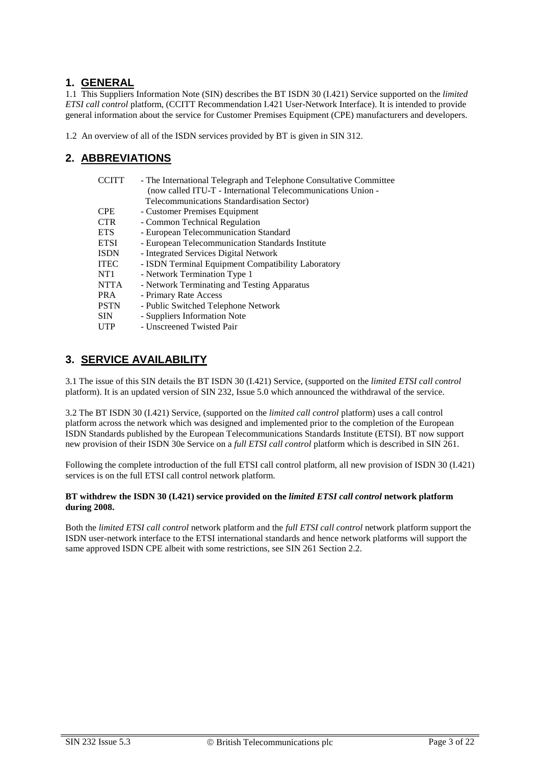## 1. GENERAL

1.1 This Suppliers Information Note (SIN) describes the BT ISDN 30 (I.421) Service supported on the *limited ETSI call control* platform, (CCITT Recommendation I.421 User-Network Interface). It is intended to provide general information about the service for Customer Premises Equipment (CPE) manufacturers and developers.

1.2 An overview of all of the ISDN services provided by BT is given in SIN 312.

## 2. ABBREVIATIONS

| | |
|---|---|
| CCITT | - The International Telegraph and Telephone Consultative Committee (now called ITU-T - International Telecommunications Union - Telecommunications Standardisation Sector) |
| CPE | - Customer Premises Equipment |
| CTR | - Common Technical Regulation |
| ETS | - European Telecommunication Standard |
| ETSI | - European Telecommunication Standards Institute |
| ISDN | - Integrated Services Digital Network |
| ITEC | - ISDN Terminal Equipment Compatibility Laboratory |
| NT1 | - Network Termination Type 1 |
| NTTA | - Network Terminating and Testing Apparatus |
| PRA | - Primary Rate Access |
| PSTN | - Public Switched Telephone Network |
| SIN | - Suppliers Information Note |
| UTP | - Unscreened Twisted Pair |

## 3. SERVICE AVAILABILITY

3.1 The issue of this SIN details the BT ISDN 30 (I.421) Service, (supported on the *limited ETSI call control* platform). It is an updated version of SIN 232, Issue 5.0 which announced the withdrawal of the service.

3.2 The BT ISDN 30 (I.421) Service, (supported on the *limited call control* platform) uses a call control platform across the network which was designed and implemented prior to the completion of the European ISDN Standards published by the European Telecommunications Standards Institute (ETSI). BT now support new provision of their ISDN 30e Service on a *full ETSI call control* platform which is described in SIN 261.

Following the complete introduction of the full ETSI call control platform, all new provision of ISDN 30 (I.421) services is on the full ETSI call control network platform.

**BT withdrew the ISDN 30 (I.421) service provided on the *limited ETSI call control* network platform during 2008.**

Both the *limited ETSI call control* network platform and the *full ETSI call control* network platform support the ISDN user-network interface to the ETSI international standards and hence network platforms will support the same approved ISDN CPE albeit with some restrictions, see SIN 261 Section 2.2.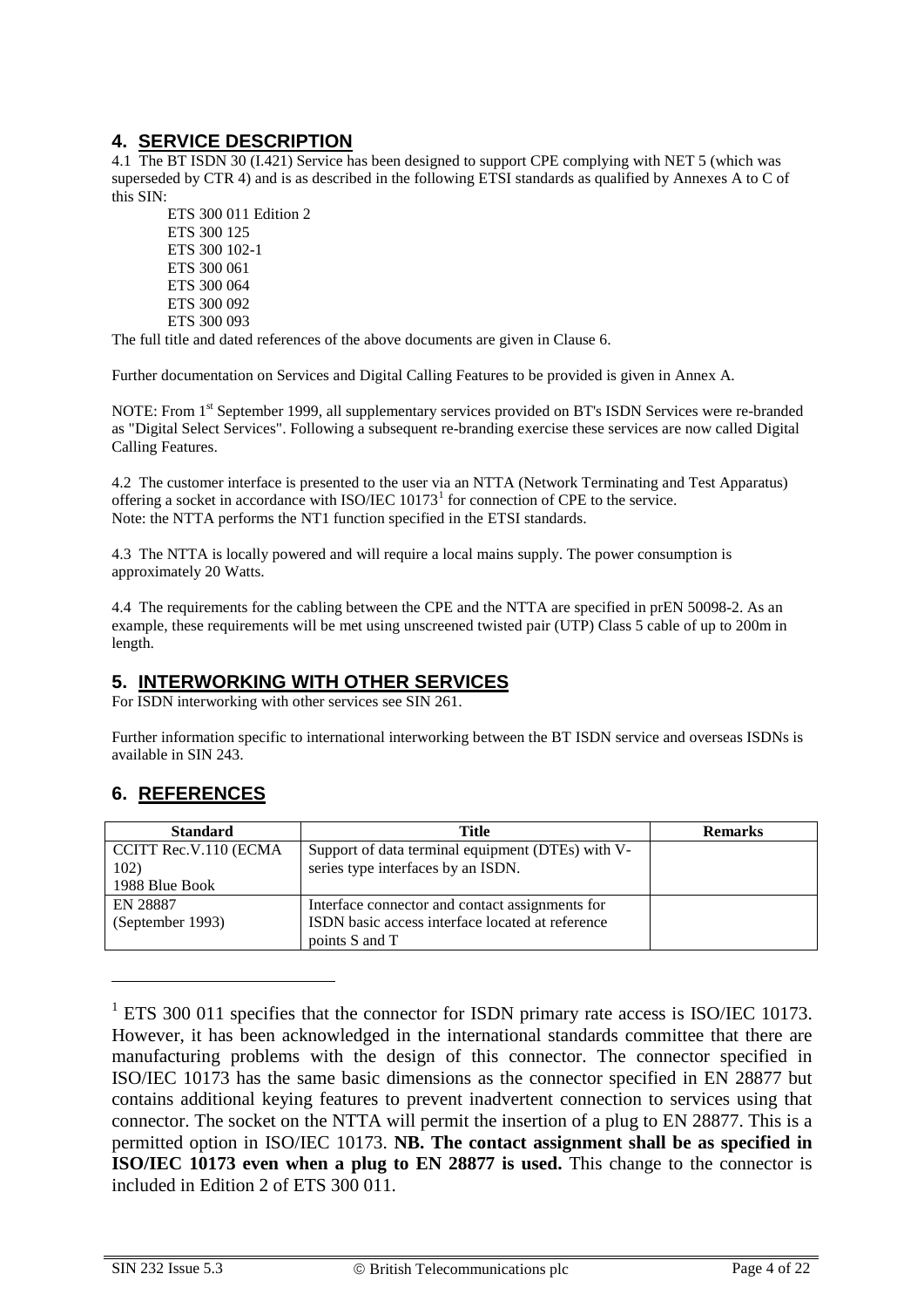## 4. SERVICE DESCRIPTION

4.1 The BT ISDN 30 (I.421) Service has been designed to support CPE complying with NET 5 (which was superseded by CTR 4) and is as described in the following ETSI standards as qualified by Annexes A to C of this SIN:

- ETS 300 011 Edition 2
- ETS 300 125
- ETS 300 102-1
- ETS 300 061
- ETS 300 064
- ETS 300 092
- ETS 300 093

The full title and dated references of the above documents are given in Clause 6.

Further documentation on Services and Digital Calling Features to be provided is given in Annex A.

NOTE: From 1st September 1999, all supplementary services provided on BT's ISDN Services were re-branded as "Digital Select Services". Following a subsequent re-branding exercise these services are now called Digital Calling Features.

4.2 The customer interface is presented to the user via an NTTA (Network Terminating and Test Apparatus) offering a socket in accordance with ISO/IEC 10173[1] for connection of CPE to the service.
Note: the NTTA performs the NT1 function specified in the ETSI standards.

4.3 The NTTA is locally powered and will require a local mains supply. The power consumption is approximately 20 Watts.

4.4 The requirements for the cabling between the CPE and the NTTA are specified in prEN 50098-2. As an example, these requirements will be met using unscreened twisted pair (UTP) Class 5 cable of up to 200m in length.

## 5. INTERWORKING WITH OTHER SERVICES

For ISDN interworking with other services see SIN 261.

Further information specific to international interworking between the BT ISDN service and overseas ISDNs is available in SIN 243.

## 6. REFERENCES

| Standard | Title | Remarks |
|---|---|---|
| CCITT Rec.V.110 (ECMA 102) 1988 Blue Book | Support of data terminal equipment (DTEs) with V-series type interfaces by an ISDN. | |
| EN 28887 (September 1993) | Interface connector and contact assignments for ISDN basic access interface located at reference points S and T | |

---

[1] ETS 300 011 specifies that the connector for ISDN primary rate access is ISO/IEC 10173. However, it has been acknowledged in the international standards committee that there are manufacturing problems with the design of this connector. The connector specified in ISO/IEC 10173 has the same basic dimensions as the connector specified in EN 28877 but contains additional keying features to prevent inadvertent connection to services using that connector. The socket on the NTTA will permit the insertion of a plug to EN 28877. This is a permitted option in ISO/IEC 10173. **NB. The contact assignment shall be as specified in ISO/IEC 10173 even when a plug to EN 28877 is used.** This change to the connector is included in Edition 2 of ETS 300 011.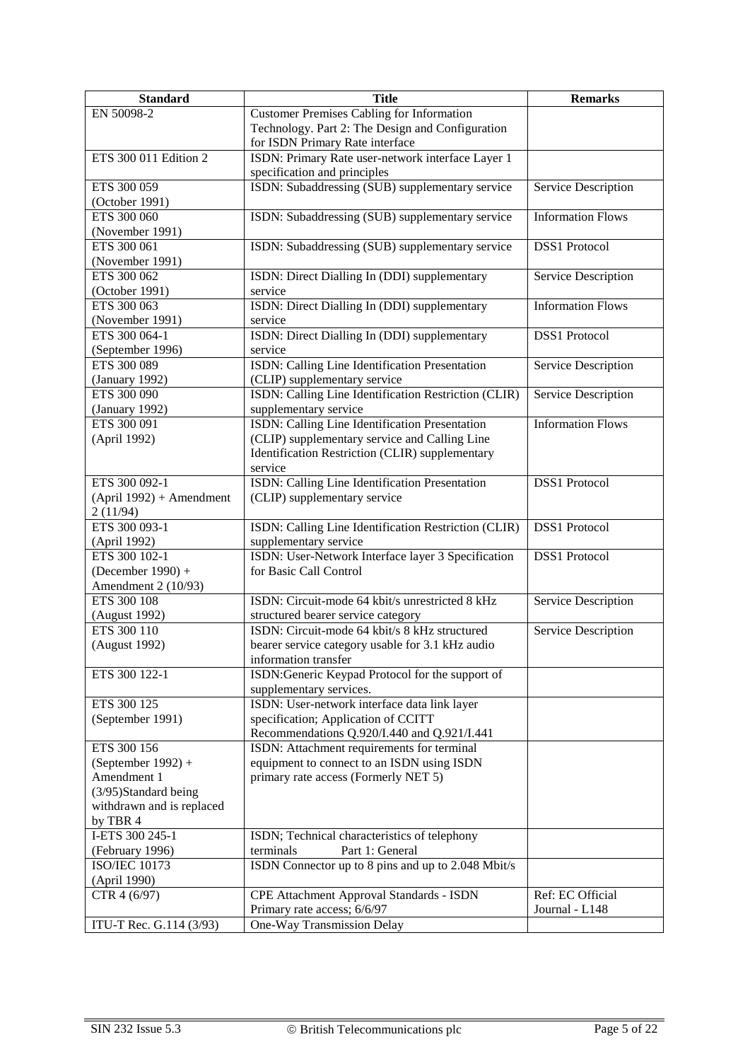| Standard | Title | Remarks |
|---|---|---|
| EN 50098-2 | Customer Premises Cabling for Information Technology. Part 2: The Design and Configuration for ISDN Primary Rate interface | |
| ETS 300 011 Edition 2 | ISDN: Primary Rate user-network interface Layer 1 specification and principles | |
| ETS 300 059 (October 1991) | ISDN: Subaddressing (SUB) supplementary service | Service Description |
| ETS 300 060 (November 1991) | ISDN: Subaddressing (SUB) supplementary service | Information Flows |
| ETS 300 061 (November 1991) | ISDN: Subaddressing (SUB) supplementary service | DSS1 Protocol |
| ETS 300 062 (October 1991) | ISDN: Direct Dialling In (DDI) supplementary service | Service Description |
| ETS 300 063 (November 1991) | ISDN: Direct Dialling In (DDI) supplementary service | Information Flows |
| ETS 300 064-1 (September 1996) | ISDN: Direct Dialling In (DDI) supplementary service | DSS1 Protocol |
| ETS 300 089 (January 1992) | ISDN: Calling Line Identification Presentation (CLIP) supplementary service | Service Description |
| ETS 300 090 (January 1992) | ISDN: Calling Line Identification Restriction (CLIR) supplementary service | Service Description |
| ETS 300 091 (April 1992) | ISDN: Calling Line Identification Presentation (CLIP) supplementary service and Calling Line Identification Restriction (CLIR) supplementary service | Information Flows |
| ETS 300 092-1 (April 1992) + Amendment 2 (11/94) | ISDN: Calling Line Identification Presentation (CLIP) supplementary service | DSS1 Protocol |
| ETS 300 093-1 (April 1992) | ISDN: Calling Line Identification Restriction (CLIR) supplementary service | DSS1 Protocol |
| ETS 300 102-1 (December 1990) + Amendment 2 (10/93) | ISDN: User-Network Interface layer 3 Specification for Basic Call Control | DSS1 Protocol |
| ETS 300 108 (August 1992) | ISDN: Circuit-mode 64 kbit/s unrestricted 8 kHz structured bearer service category | Service Description |
| ETS 300 110 (August 1992) | ISDN: Circuit-mode 64 kbit/s 8 kHz structured bearer service category usable for 3.1 kHz audio information transfer | Service Description |
| ETS 300 122-1 | ISDN:Generic Keypad Protocol for the support of supplementary services. | |
| ETS 300 125 (September 1991) | ISDN: User-network interface data link layer specification; Application of CCITT Recommendations Q.920/I.440 and Q.921/I.441 | |
| ETS 300 156 (September 1992) + Amendment 1 (3/95)Standard being withdrawn and is replaced by TBR 4 | ISDN: Attachment requirements for terminal equipment to connect to an ISDN using ISDN primary rate access (Formerly NET 5) | |
| I-ETS 300 245-1 (February 1996) | ISDN; Technical characteristics of telephony terminals Part 1: General | |
| ISO/IEC 10173 (April 1990) | ISDN Connector up to 8 pins and up to 2.048 Mbit/s | |
| CTR 4 (6/97) | CPE Attachment Approval Standards - ISDN Primary rate access; 6/6/97 | Ref: EC Official Journal - L148 |
| ITU-T Rec. G.114 (3/93) | One-Way Transmission Delay | |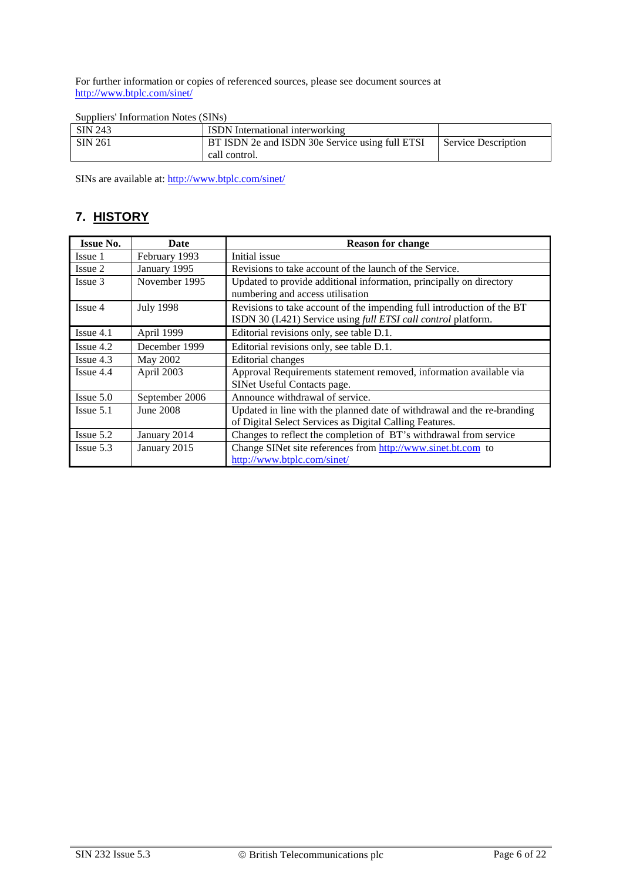For further information or copies of referenced sources, please see document sources at http://www.btplc.com/sinet/

Suppliers' Information Notes (SINs)

| SIN 243 | ISDN International interworking | |
|---|---|---|
| SIN 261 | BT ISDN 2e and ISDN 30e Service using full ETSI call control. | Service Description |

SINs are available at: http://www.btplc.com/sinet/

## 7. HISTORY

| Issue No. | Date | Reason for change |
|---|---|---|
| Issue 1 | February 1993 | Initial issue |
| Issue 2 | January 1995 | Revisions to take account of the launch of the Service. |
| Issue 3 | November 1995 | Updated to provide additional information, principally on directory numbering and access utilisation |
| Issue 4 | July 1998 | Revisions to take account of the impending full introduction of the BT ISDN 30 (I.421) Service using *full ETSI call control* platform. |
| Issue 4.1 | April 1999 | Editorial revisions only, see table D.1. |
| Issue 4.2 | December 1999 | Editorial revisions only, see table D.1. |
| Issue 4.3 | May 2002 | Editorial changes |
| Issue 4.4 | April 2003 | Approval Requirements statement removed, information available via SINet Useful Contacts page. |
| Issue 5.0 | September 2006 | Announce withdrawal of service. |
| Issue 5.1 | June 2008 | Updated in line with the planned date of withdrawal and the re-branding of Digital Select Services as Digital Calling Features. |
| Issue 5.2 | January 2014 | Changes to reflect the completion of BT's withdrawal from service |
| Issue 5.3 | January 2015 | Change SINet site references from http://www.sinet.bt.com to http://www.btplc.com/sinet/ |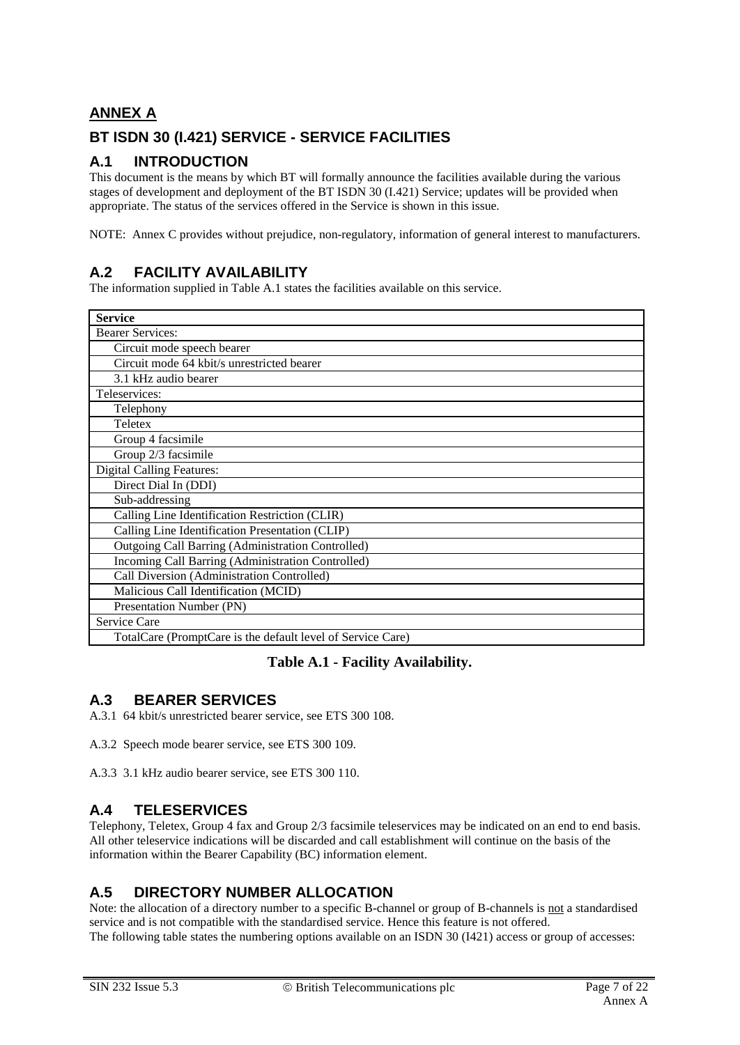# ANNEX A

## BT ISDN 30 (I.421) SERVICE - SERVICE FACILITIES

## A.1 INTRODUCTION

This document is the means by which BT will formally announce the facilities available during the various stages of development and deployment of the BT ISDN 30 (I.421) Service; updates will be provided when appropriate. The status of the services offered in the Service is shown in this issue.

NOTE: Annex C provides without prejudice, non-regulatory, information of general interest to manufacturers.

## A.2 FACILITY AVAILABILITY

The information supplied in Table A.1 states the facilities available on this service.

| **Service** |
|---|
| Bearer Services: |
| Circuit mode speech bearer |
| Circuit mode 64 kbit/s unrestricted bearer |
| 3.1 kHz audio bearer |
| Teleservices: |
| Telephony |
| Teletex |
| Group 4 facsimile |
| Group 2/3 facsimile |
| Digital Calling Features: |
| Direct Dial In (DDI) |
| Sub-addressing |
| Calling Line Identification Restriction (CLIR) |
| Calling Line Identification Presentation (CLIP) |
| Outgoing Call Barring (Administration Controlled) |
| Incoming Call Barring (Administration Controlled) |
| Call Diversion (Administration Controlled) |
| Malicious Call Identification (MCID) |
| Presentation Number (PN) |
| Service Care |
| TotalCare (PromptCare is the default level of Service Care) |

**Table A.1 - Facility Availability.**

## A.3 BEARER SERVICES

A.3.1 64 kbit/s unrestricted bearer service, see ETS 300 108.

A.3.2 Speech mode bearer service, see ETS 300 109.

A.3.3 3.1 kHz audio bearer service, see ETS 300 110.

## A.4 TELESERVICES

Telephony, Teletex, Group 4 fax and Group 2/3 facsimile teleservices may be indicated on an end to end basis. All other teleservice indications will be discarded and call establishment will continue on the basis of the information within the Bearer Capability (BC) information element.

## A.5 DIRECTORY NUMBER ALLOCATION

Note: the allocation of a directory number to a specific B-channel or group of B-channels is not a standardised service and is not compatible with the standardised service. Hence this feature is not offered.
The following table states the numbering options available on an ISDN 30 (I421) access or group of accesses: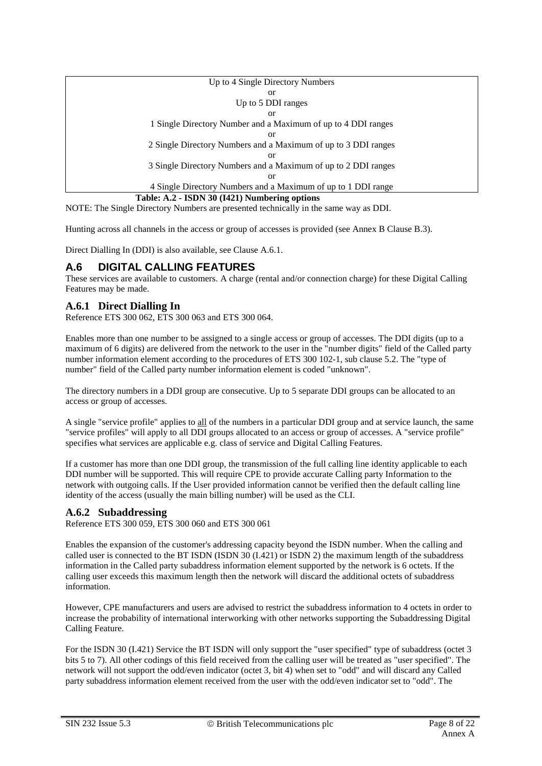| Up to 4 Single Directory Numbers |
|---|
| or |
| Up to 5 DDI ranges |
| or |
| 1 Single Directory Number and a Maximum of up to 4 DDI ranges |
| or |
| 2 Single Directory Numbers and a Maximum of up to 3 DDI ranges |
| or |
| 3 Single Directory Numbers and a Maximum of up to 2 DDI ranges |
| or |
| 4 Single Directory Numbers and a Maximum of up to 1 DDI range |

**Table: A.2 - ISDN 30 (I421) Numbering options**

NOTE: The Single Directory Numbers are presented technically in the same way as DDI.

Hunting across all channels in the access or group of accesses is provided (see Annex B Clause B.3).

Direct Dialling In (DDI) is also available, see Clause A.6.1.

## A.6 DIGITAL CALLING FEATURES

These services are available to customers. A charge (rental and/or connection charge) for these Digital Calling Features may be made.

### A.6.1 Direct Dialling In

Reference ETS 300 062, ETS 300 063 and ETS 300 064.

Enables more than one number to be assigned to a single access or group of accesses. The DDI digits (up to a maximum of 6 digits) are delivered from the network to the user in the "number digits" field of the Called party number information element according to the procedures of ETS 300 102-1, sub clause 5.2. The "type of number" field of the Called party number information element is coded "unknown".

The directory numbers in a DDI group are consecutive. Up to 5 separate DDI groups can be allocated to an access or group of accesses.

A single "service profile" applies to all of the numbers in a particular DDI group and at service launch, the same "service profiles" will apply to all DDI groups allocated to an access or group of accesses. A "service profile" specifies what services are applicable e.g. class of service and Digital Calling Features.

If a customer has more than one DDI group, the transmission of the full calling line identity applicable to each DDI number will be supported. This will require CPE to provide accurate Calling party Information to the network with outgoing calls. If the User provided information cannot be verified then the default calling line identity of the access (usually the main billing number) will be used as the CLI.

### A.6.2 Subaddressing

Reference ETS 300 059, ETS 300 060 and ETS 300 061

Enables the expansion of the customer's addressing capacity beyond the ISDN number. When the calling and called user is connected to the BT ISDN (ISDN 30 (I.421) or ISDN 2) the maximum length of the subaddress information in the Called party subaddress information element supported by the network is 6 octets. If the calling user exceeds this maximum length then the network will discard the additional octets of subaddress information.

However, CPE manufacturers and users are advised to restrict the subaddress information to 4 octets in order to increase the probability of international interworking with other networks supporting the Subaddressing Digital Calling Feature.

For the ISDN 30 (I.421) Service the BT ISDN will only support the "user specified" type of subaddress (octet 3 bits 5 to 7). All other codings of this field received from the calling user will be treated as "user specified". The network will not support the odd/even indicator (octet 3, bit 4) when set to "odd" and will discard any Called party subaddress information element received from the user with the odd/even indicator set to "odd". The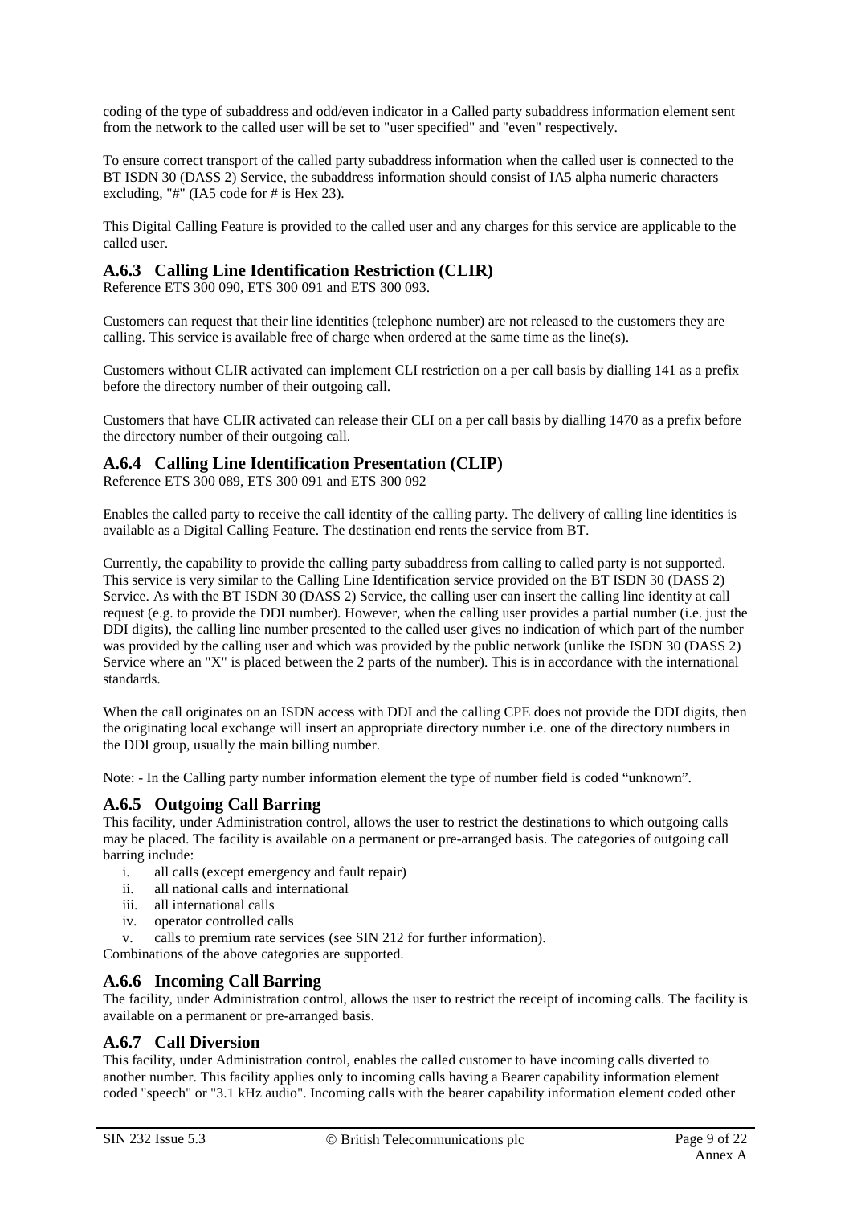coding of the type of subaddress and odd/even indicator in a Called party subaddress information element sent from the network to the called user will be set to "user specified" and "even" respectively.

To ensure correct transport of the called party subaddress information when the called user is connected to the BT ISDN 30 (DASS 2) Service, the subaddress information should consist of IA5 alpha numeric characters excluding, "#" (IA5 code for # is Hex 23).

This Digital Calling Feature is provided to the called user and any charges for this service are applicable to the called user.

### A.6.3 Calling Line Identification Restriction (CLIR)

Reference ETS 300 090, ETS 300 091 and ETS 300 093.

Customers can request that their line identities (telephone number) are not released to the customers they are calling. This service is available free of charge when ordered at the same time as the line(s).

Customers without CLIR activated can implement CLI restriction on a per call basis by dialling 141 as a prefix before the directory number of their outgoing call.

Customers that have CLIR activated can release their CLI on a per call basis by dialling 1470 as a prefix before the directory number of their outgoing call.

### A.6.4 Calling Line Identification Presentation (CLIP)

Reference ETS 300 089, ETS 300 091 and ETS 300 092

Enables the called party to receive the call identity of the calling party. The delivery of calling line identities is available as a Digital Calling Feature. The destination end rents the service from BT.

Currently, the capability to provide the calling party subaddress from calling to called party is not supported. This service is very similar to the Calling Line Identification service provided on the BT ISDN 30 (DASS 2) Service. As with the BT ISDN 30 (DASS 2) Service, the calling user can insert the calling line identity at call request (e.g. to provide the DDI number). However, when the calling user provides a partial number (i.e. just the DDI digits), the calling line number presented to the called user gives no indication of which part of the number was provided by the calling user and which was provided by the public network (unlike the ISDN 30 (DASS 2) Service where an "X" is placed between the 2 parts of the number). This is in accordance with the international standards.

When the call originates on an ISDN access with DDI and the calling CPE does not provide the DDI digits, then the originating local exchange will insert an appropriate directory number i.e. one of the directory numbers in the DDI group, usually the main billing number.

Note: - In the Calling party number information element the type of number field is coded “unknown”.

### A.6.5 Outgoing Call Barring

This facility, under Administration control, allows the user to restrict the destinations to which outgoing calls may be placed. The facility is available on a permanent or pre-arranged basis. The categories of outgoing call barring include:

i. all calls (except emergency and fault repair)
ii. all national calls and international
iii. all international calls
iv. operator controlled calls
v. calls to premium rate services (see SIN 212 for further information).

Combinations of the above categories are supported.

### A.6.6 Incoming Call Barring

The facility, under Administration control, allows the user to restrict the receipt of incoming calls. The facility is available on a permanent or pre-arranged basis.

### A.6.7 Call Diversion

This facility, under Administration control, enables the called customer to have incoming calls diverted to another number. This facility applies only to incoming calls having a Bearer capability information element coded "speech" or "3.1 kHz audio". Incoming calls with the bearer capability information element coded other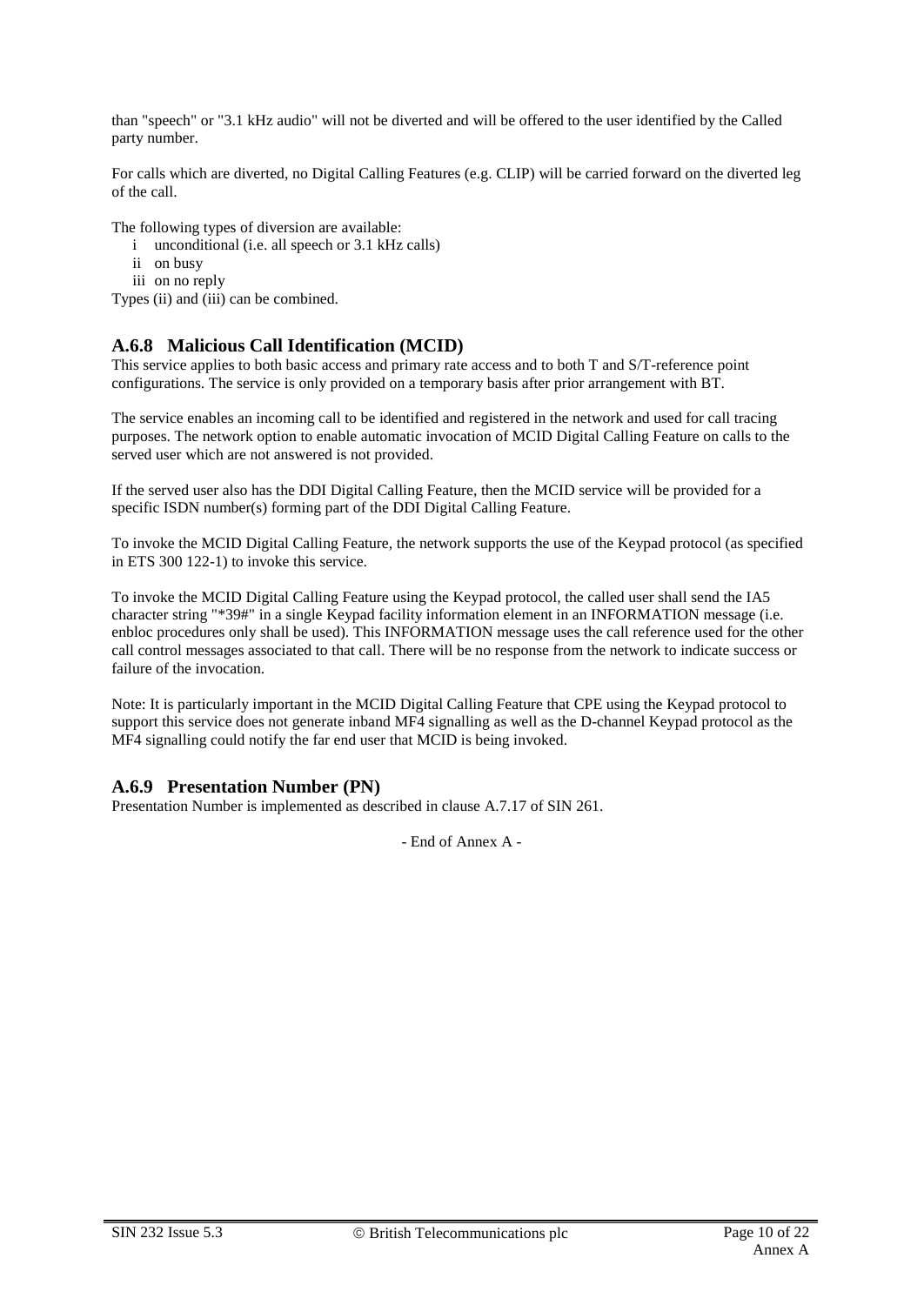than "speech" or "3.1 kHz audio" will not be diverted and will be offered to the user identified by the Called party number.

For calls which are diverted, no Digital Calling Features (e.g. CLIP) will be carried forward on the diverted leg of the call.

The following types of diversion are available:

- i unconditional (i.e. all speech or 3.1 kHz calls)
- ii on busy
- iii on no reply

Types (ii) and (iii) can be combined.

### A.6.8 Malicious Call Identification (MCID)

This service applies to both basic access and primary rate access and to both T and S/T-reference point configurations. The service is only provided on a temporary basis after prior arrangement with BT.

The service enables an incoming call to be identified and registered in the network and used for call tracing purposes. The network option to enable automatic invocation of MCID Digital Calling Feature on calls to the served user which are not answered is not provided.

If the served user also has the DDI Digital Calling Feature, then the MCID service will be provided for a specific ISDN number(s) forming part of the DDI Digital Calling Feature.

To invoke the MCID Digital Calling Feature, the network supports the use of the Keypad protocol (as specified in ETS 300 122-1) to invoke this service.

To invoke the MCID Digital Calling Feature using the Keypad protocol, the called user shall send the IA5 character string "*39#" in a single Keypad facility information element in an INFORMATION message (i.e. enbloc procedures only shall be used). This INFORMATION message uses the call reference used for the other call control messages associated to that call. There will be no response from the network to indicate success or failure of the invocation.

Note: It is particularly important in the MCID Digital Calling Feature that CPE using the Keypad protocol to support this service does not generate inband MF4 signalling as well as the D-channel Keypad protocol as the MF4 signalling could notify the far end user that MCID is being invoked.

### A.6.9 Presentation Number (PN)

Presentation Number is implemented as described in clause A.7.17 of SIN 261.

- End of Annex A -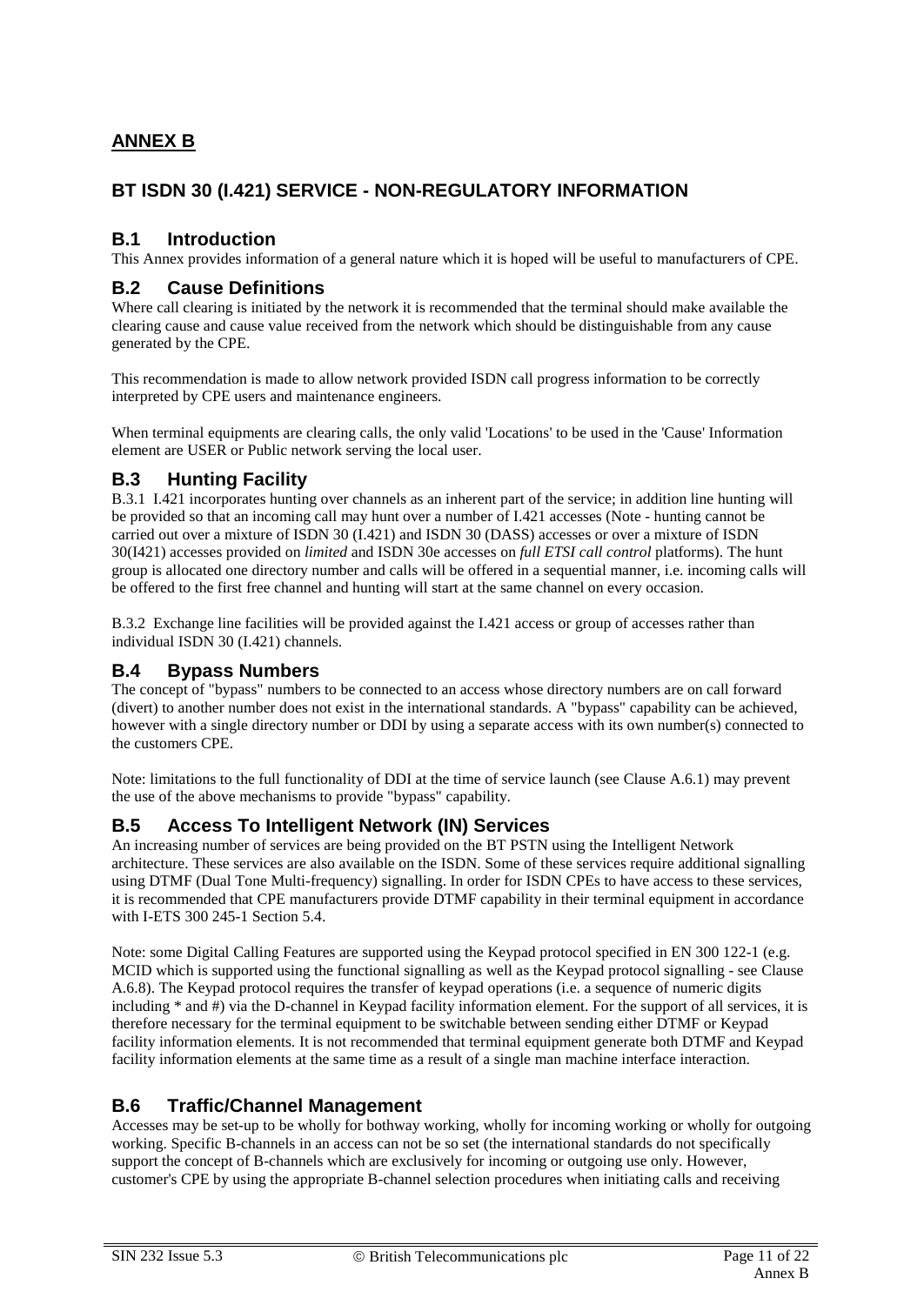# ANNEX B

## BT ISDN 30 (I.421) SERVICE - NON-REGULATORY INFORMATION

### B.1 Introduction

This Annex provides information of a general nature which it is hoped will be useful to manufacturers of CPE.

### B.2 Cause Definitions

Where call clearing is initiated by the network it is recommended that the terminal should make available the clearing cause and cause value received from the network which should be distinguishable from any cause generated by the CPE.

This recommendation is made to allow network provided ISDN call progress information to be correctly interpreted by CPE users and maintenance engineers.

When terminal equipments are clearing calls, the only valid 'Locations' to be used in the 'Cause' Information element are USER or Public network serving the local user.

### B.3 Hunting Facility

B.3.1 I.421 incorporates hunting over channels as an inherent part of the service; in addition line hunting will be provided so that an incoming call may hunt over a number of I.421 accesses (Note - hunting cannot be carried out over a mixture of ISDN 30 (I.421) and ISDN 30 (DASS) accesses or over a mixture of ISDN 30(I421) accesses provided on *limited* and ISDN 30e accesses on *full ETSI call control* platforms). The hunt group is allocated one directory number and calls will be offered in a sequential manner, i.e. incoming calls will be offered to the first free channel and hunting will start at the same channel on every occasion.

B.3.2 Exchange line facilities will be provided against the I.421 access or group of accesses rather than individual ISDN 30 (I.421) channels.

### B.4 Bypass Numbers

The concept of "bypass" numbers to be connected to an access whose directory numbers are on call forward (divert) to another number does not exist in the international standards. A "bypass" capability can be achieved, however with a single directory number or DDI by using a separate access with its own number(s) connected to the customers CPE.

Note: limitations to the full functionality of DDI at the time of service launch (see Clause A.6.1) may prevent the use of the above mechanisms to provide "bypass" capability.

### B.5 Access To Intelligent Network (IN) Services

An increasing number of services are being provided on the BT PSTN using the Intelligent Network architecture. These services are also available on the ISDN. Some of these services require additional signalling using DTMF (Dual Tone Multi-frequency) signalling. In order for ISDN CPEs to have access to these services, it is recommended that CPE manufacturers provide DTMF capability in their terminal equipment in accordance with I-ETS 300 245-1 Section 5.4.

Note: some Digital Calling Features are supported using the Keypad protocol specified in EN 300 122-1 (e.g. MCID which is supported using the functional signalling as well as the Keypad protocol signalling - see Clause A.6.8). The Keypad protocol requires the transfer of keypad operations (i.e. a sequence of numeric digits including * and #) via the D-channel in Keypad facility information element. For the support of all services, it is therefore necessary for the terminal equipment to be switchable between sending either DTMF or Keypad facility information elements. It is not recommended that terminal equipment generate both DTMF and Keypad facility information elements at the same time as a result of a single man machine interface interaction.

### B.6 Traffic/Channel Management

Accesses may be set-up to be wholly for bothway working, wholly for incoming working or wholly for outgoing working. Specific B-channels in an access can not be so set (the international standards do not specifically support the concept of B-channels which are exclusively for incoming or outgoing use only. However, customer's CPE by using the appropriate B-channel selection procedures when initiating calls and receiving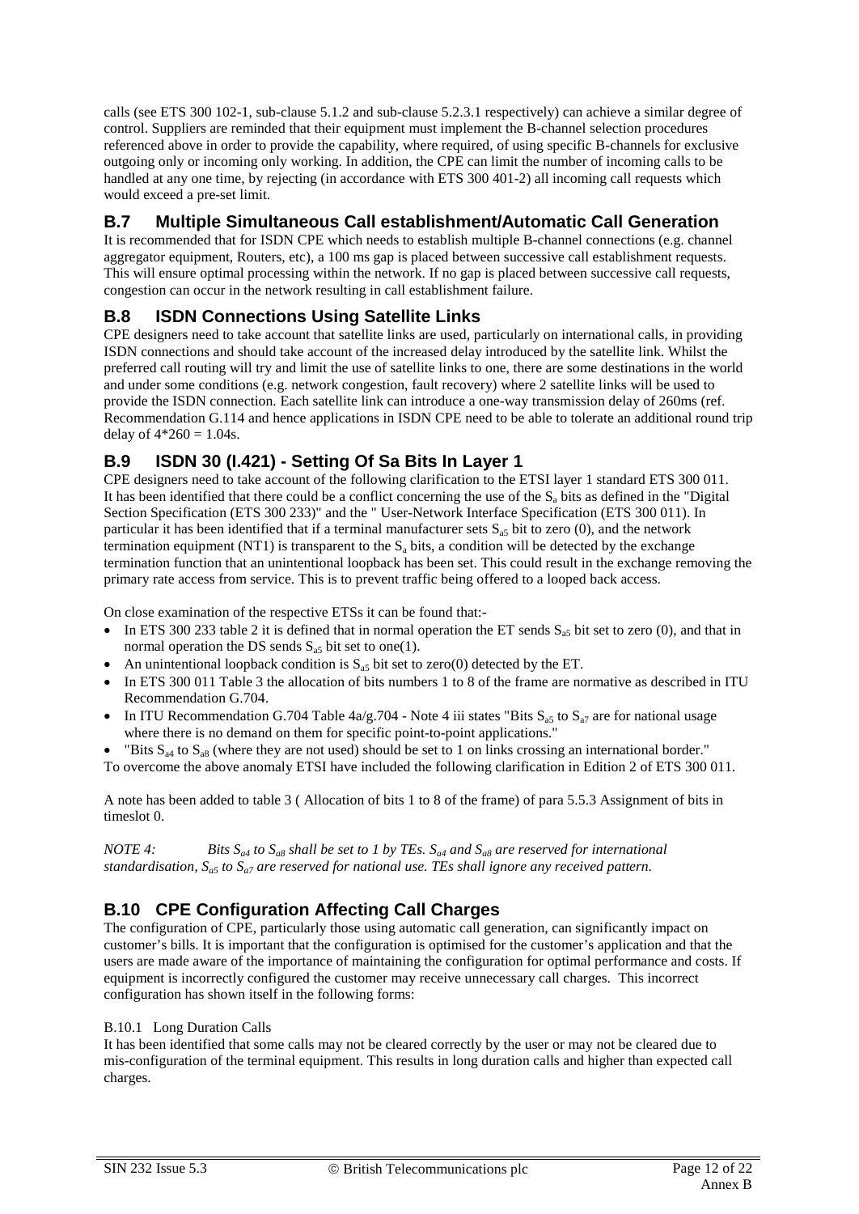calls (see ETS 300 102-1, sub-clause 5.1.2 and sub-clause 5.2.3.1 respectively) can achieve a similar degree of control. Suppliers are reminded that their equipment must implement the B-channel selection procedures referenced above in order to provide the capability, where required, of using specific B-channels for exclusive outgoing only or incoming only working. In addition, the CPE can limit the number of incoming calls to be handled at any one time, by rejecting (in accordance with ETS 300 401-2) all incoming call requests which would exceed a pre-set limit.

## B.7 Multiple Simultaneous Call establishment/Automatic Call Generation

It is recommended that for ISDN CPE which needs to establish multiple B-channel connections (e.g. channel aggregator equipment, Routers, etc), a 100 ms gap is placed between successive call establishment requests. This will ensure optimal processing within the network. If no gap is placed between successive call requests, congestion can occur in the network resulting in call establishment failure.

## B.8 ISDN Connections Using Satellite Links

CPE designers need to take account that satellite links are used, particularly on international calls, in providing ISDN connections and should take account of the increased delay introduced by the satellite link. Whilst the preferred call routing will try and limit the use of satellite links to one, there are some destinations in the world and under some conditions (e.g. network congestion, fault recovery) where 2 satellite links will be used to provide the ISDN connection. Each satellite link can introduce a one-way transmission delay of 260ms (ref. Recommendation G.114 and hence applications in ISDN CPE need to be able to tolerate an additional round trip delay of $4*260 = 1.04$s.

## B.9 ISDN 30 (I.421) - Setting Of Sa Bits In Layer 1

CPE designers need to take account of the following clarification to the ETSI layer 1 standard ETS 300 011. It has been identified that there could be a conflict concerning the use of the $S_a$ bits as defined in the "Digital Section Specification (ETS 300 233)" and the " User-Network Interface Specification (ETS 300 011). In particular it has been identified that if a terminal manufacturer sets $S_{a5}$ bit to zero (0), and the network termination equipment (NT1) is transparent to the $S_a$ bits, a condition will be detected by the exchange termination function that an unintentional loopback has been set. This could result in the exchange removing the primary rate access from service. This is to prevent traffic being offered to a looped back access.

On close examination of the respective ETSs it can be found that:-

- In ETS 300 233 table 2 it is defined that in normal operation the ET sends $S_{a5}$ bit set to zero (0), and that in normal operation the DS sends $S_{a5}$ bit set to one(1).
- An unintentional loopback condition is $S_{a5}$ bit set to zero(0) detected by the ET.
- In ETS 300 011 Table 3 the allocation of bits numbers 1 to 8 of the frame are normative as described in ITU Recommendation G.704.
- In ITU Recommendation G.704 Table 4a/g.704 - Note 4 iii states "Bits $S_{a5}$ to $S_{a7}$ are for national usage where there is no demand on them for specific point-to-point applications."
- "Bits $S_{a4}$ to $S_{a8}$ (where they are not used) should be set to 1 on links crossing an international border."

To overcome the above anomaly ETSI have included the following clarification in Edition 2 of ETS 300 011.

A note has been added to table 3 ( Allocation of bits 1 to 8 of the frame) of para 5.5.3 Assignment of bits in timeslot 0.

*NOTE 4: Bits $S_{a4}$ to $S_{a8}$ shall be set to 1 by TEs. $S_{a4}$ and $S_{a8}$ are reserved for international standardisation, $S_{a5}$ to $S_{a7}$ are reserved for national use. TEs shall ignore any received pattern.*

## B.10 CPE Configuration Affecting Call Charges

The configuration of CPE, particularly those using automatic call generation, can significantly impact on customer's bills. It is important that the configuration is optimised for the customer's application and that the users are made aware of the importance of maintaining the configuration for optimal performance and costs. If equipment is incorrectly configured the customer may receive unnecessary call charges. This incorrect configuration has shown itself in the following forms:

### B.10.1 Long Duration Calls

It has been identified that some calls may not be cleared correctly by the user or may not be cleared due to mis-configuration of the terminal equipment. This results in long duration calls and higher than expected call charges.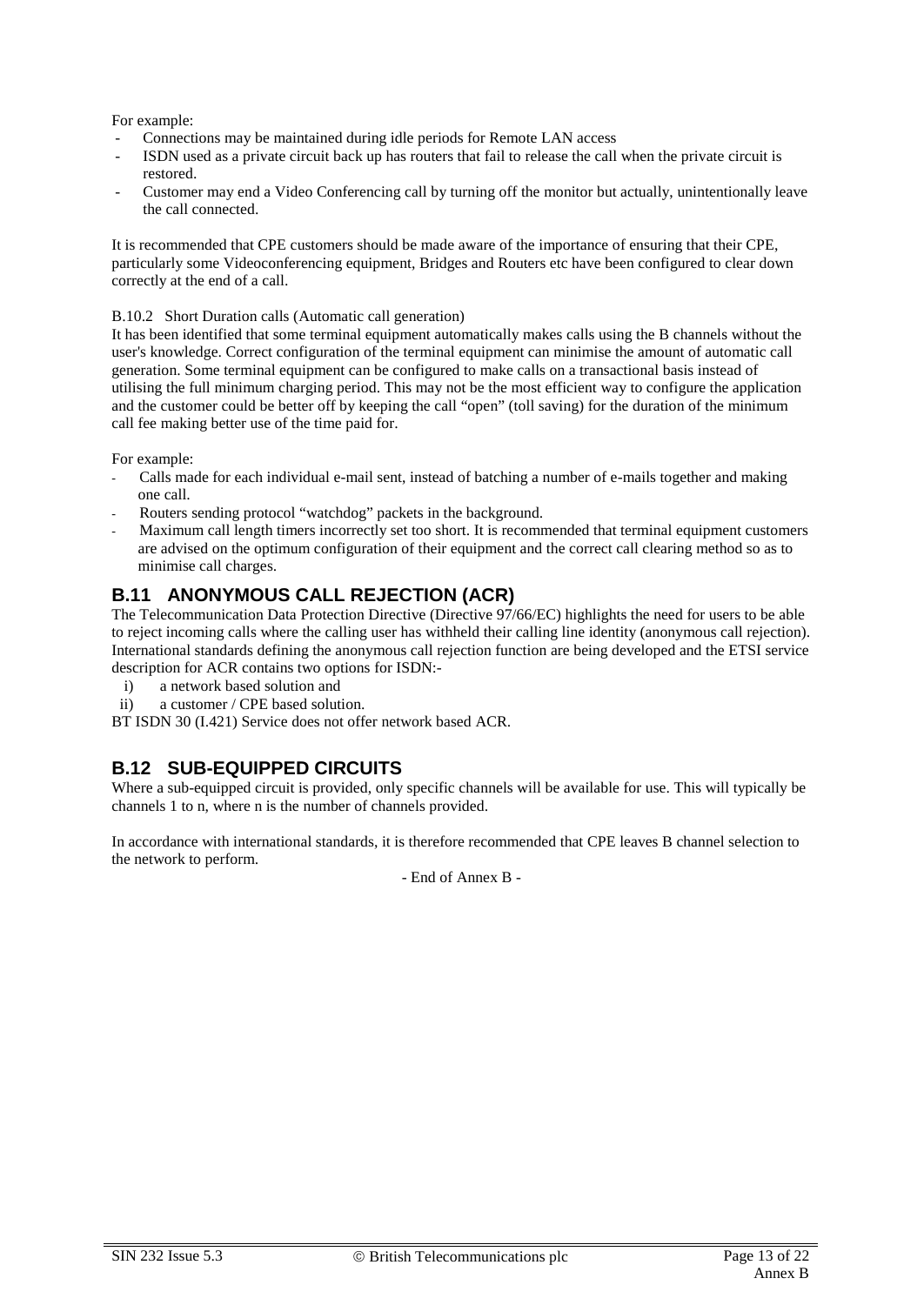For example:

- Connections may be maintained during idle periods for Remote LAN access
- ISDN used as a private circuit back up has routers that fail to release the call when the private circuit is restored.
- Customer may end a Video Conferencing call by turning off the monitor but actually, unintentionally leave the call connected.

It is recommended that CPE customers should be made aware of the importance of ensuring that their CPE, particularly some Videoconferencing equipment, Bridges and Routers etc have been configured to clear down correctly at the end of a call.

B.10.2 Short Duration calls (Automatic call generation)

It has been identified that some terminal equipment automatically makes calls using the B channels without the user's knowledge. Correct configuration of the terminal equipment can minimise the amount of automatic call generation. Some terminal equipment can be configured to make calls on a transactional basis instead of utilising the full minimum charging period. This may not be the most efficient way to configure the application and the customer could be better off by keeping the call "open" (toll saving) for the duration of the minimum call fee making better use of the time paid for.

For example:

- Calls made for each individual e-mail sent, instead of batching a number of e-mails together and making one call.
- Routers sending protocol "watchdog" packets in the background.
- Maximum call length timers incorrectly set too short. It is recommended that terminal equipment customers are advised on the optimum configuration of their equipment and the correct call clearing method so as to minimise call charges.

## B.11 ANONYMOUS CALL REJECTION (ACR)

The Telecommunication Data Protection Directive (Directive 97/66/EC) highlights the need for users to be able to reject incoming calls where the calling user has withheld their calling line identity (anonymous call rejection). International standards defining the anonymous call rejection function are being developed and the ETSI service description for ACR contains two options for ISDN:-

i) a network based solution and
ii) a customer / CPE based solution.

BT ISDN 30 (I.421) Service does not offer network based ACR.

## B.12 SUB-EQUIPPED CIRCUITS

Where a sub-equipped circuit is provided, only specific channels will be available for use. This will typically be channels 1 to n, where n is the number of channels provided.

In accordance with international standards, it is therefore recommended that CPE leaves B channel selection to the network to perform.

- End of Annex B -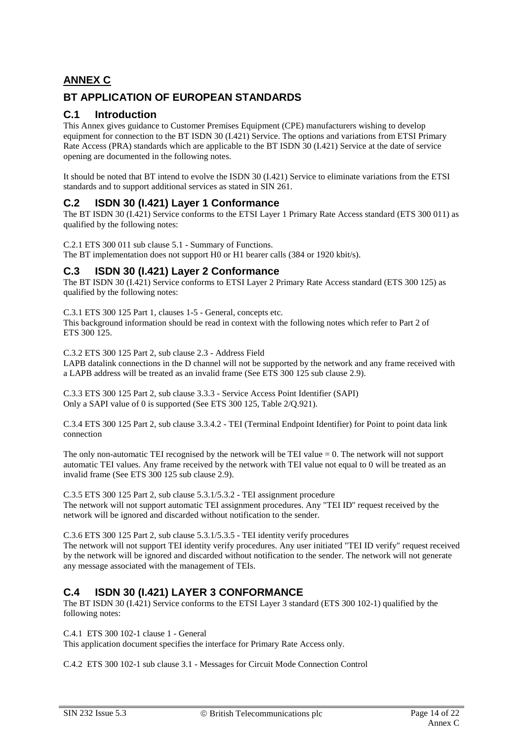## ANNEX C

## BT APPLICATION OF EUROPEAN STANDARDS

### C.1 Introduction

This Annex gives guidance to Customer Premises Equipment (CPE) manufacturers wishing to develop equipment for connection to the BT ISDN 30 (I.421) Service. The options and variations from ETSI Primary Rate Access (PRA) standards which are applicable to the BT ISDN 30 (I.421) Service at the date of service opening are documented in the following notes.

It should be noted that BT intend to evolve the ISDN 30 (I.421) Service to eliminate variations from the ETSI standards and to support additional services as stated in SIN 261.

### C.2 ISDN 30 (I.421) Layer 1 Conformance

The BT ISDN 30 (I.421) Service conforms to the ETSI Layer 1 Primary Rate Access standard (ETS 300 011) as qualified by the following notes:

C.2.1 ETS 300 011 sub clause 5.1 - Summary of Functions.
The BT implementation does not support H0 or H1 bearer calls (384 or 1920 kbit/s).

### C.3 ISDN 30 (I.421) Layer 2 Conformance

The BT ISDN 30 (I.421) Service conforms to ETSI Layer 2 Primary Rate Access standard (ETS 300 125) as qualified by the following notes:

C.3.1 ETS 300 125 Part 1, clauses 1-5 - General, concepts etc.
This background information should be read in context with the following notes which refer to Part 2 of ETS 300 125.

C.3.2 ETS 300 125 Part 2, sub clause 2.3 - Address Field
LAPB datalink connections in the D channel will not be supported by the network and any frame received with a LAPB address will be treated as an invalid frame (See ETS 300 125 sub clause 2.9).

C.3.3 ETS 300 125 Part 2, sub clause 3.3.3 - Service Access Point Identifier (SAPI)
Only a SAPI value of 0 is supported (See ETS 300 125, Table 2/Q.921).

C.3.4 ETS 300 125 Part 2, sub clause 3.3.4.2 - TEI (Terminal Endpoint Identifier) for Point to point data link connection

The only non-automatic TEI recognised by the network will be TEI value = 0. The network will not support automatic TEI values. Any frame received by the network with TEI value not equal to 0 will be treated as an invalid frame (See ETS 300 125 sub clause 2.9).

C.3.5 ETS 300 125 Part 2, sub clause 5.3.1/5.3.2 - TEI assignment procedure
The network will not support automatic TEI assignment procedures. Any "TEI ID" request received by the network will be ignored and discarded without notification to the sender.

C.3.6 ETS 300 125 Part 2, sub clause 5.3.1/5.3.5 - TEI identity verify procedures
The network will not support TEI identity verify procedures. Any user initiated "TEI ID verify" request received by the network will be ignored and discarded without notification to the sender. The network will not generate any message associated with the management of TEIs.

### C.4 ISDN 30 (I.421) LAYER 3 CONFORMANCE

The BT ISDN 30 (I.421) Service conforms to the ETSI Layer 3 standard (ETS 300 102-1) qualified by the following notes:

C.4.1 ETS 300 102-1 clause 1 - General
This application document specifies the interface for Primary Rate Access only.

C.4.2 ETS 300 102-1 sub clause 3.1 - Messages for Circuit Mode Connection Control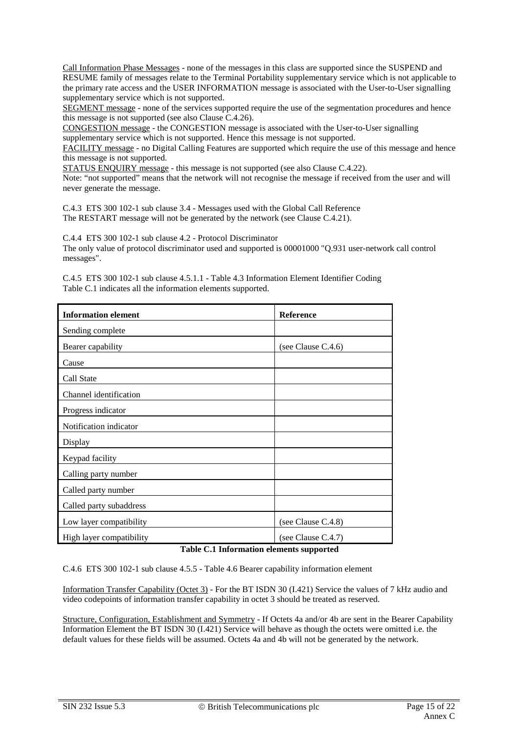Call Information Phase Messages - none of the messages in this class are supported since the SUSPEND and RESUME family of messages relate to the Terminal Portability supplementary service which is not applicable to the primary rate access and the USER INFORMATION message is associated with the User-to-User signalling supplementary service which is not supported.

SEGMENT message - none of the services supported require the use of the segmentation procedures and hence this message is not supported (see also Clause C.4.26).

CONGESTION message - the CONGESTION message is associated with the User-to-User signalling supplementary service which is not supported. Hence this message is not supported.

FACILITY message - no Digital Calling Features are supported which require the use of this message and hence this message is not supported.

STATUS ENQUIRY message - this message is not supported (see also Clause C.4.22).

Note: “not supported” means that the network will not recognise the message if received from the user and will never generate the message.

C.4.3 ETS 300 102-1 sub clause 3.4 - Messages used with the Global Call Reference

The RESTART message will not be generated by the network (see Clause C.4.21).

C.4.4 ETS 300 102-1 sub clause 4.2 - Protocol Discriminator

The only value of protocol discriminator used and supported is 00001000 "Q.931 user-network call control messages".

C.4.5 ETS 300 102-1 sub clause 4.5.1.1 - Table 4.3 Information Element Identifier Coding

Table C.1 indicates all the information elements supported.

| Information element | Reference |
|---|---|
| Sending complete | |
| Bearer capability | (see Clause C.4.6) |
| Cause | |
| Call State | |
| Channel identification | |
| Progress indicator | |
| Notification indicator | |
| Display | |
| Keypad facility | |
| Calling party number | |
| Called party number | |
| Called party subaddress | |
| Low layer compatibility | (see Clause C.4.8) |
| High layer compatibility | (see Clause C.4.7) |

**Table C.1 Information elements supported**

C.4.6 ETS 300 102-1 sub clause 4.5.5 - Table 4.6 Bearer capability information element

Information Transfer Capability (Octet 3) - For the BT ISDN 30 (I.421) Service the values of 7 kHz audio and video codepoints of information transfer capability in octet 3 should be treated as reserved.

Structure, Configuration, Establishment and Symmetry - If Octets 4a and/or 4b are sent in the Bearer Capability Information Element the BT ISDN 30 (I.421) Service will behave as though the octets were omitted i.e. the default values for these fields will be assumed. Octets 4a and 4b will not be generated by the network.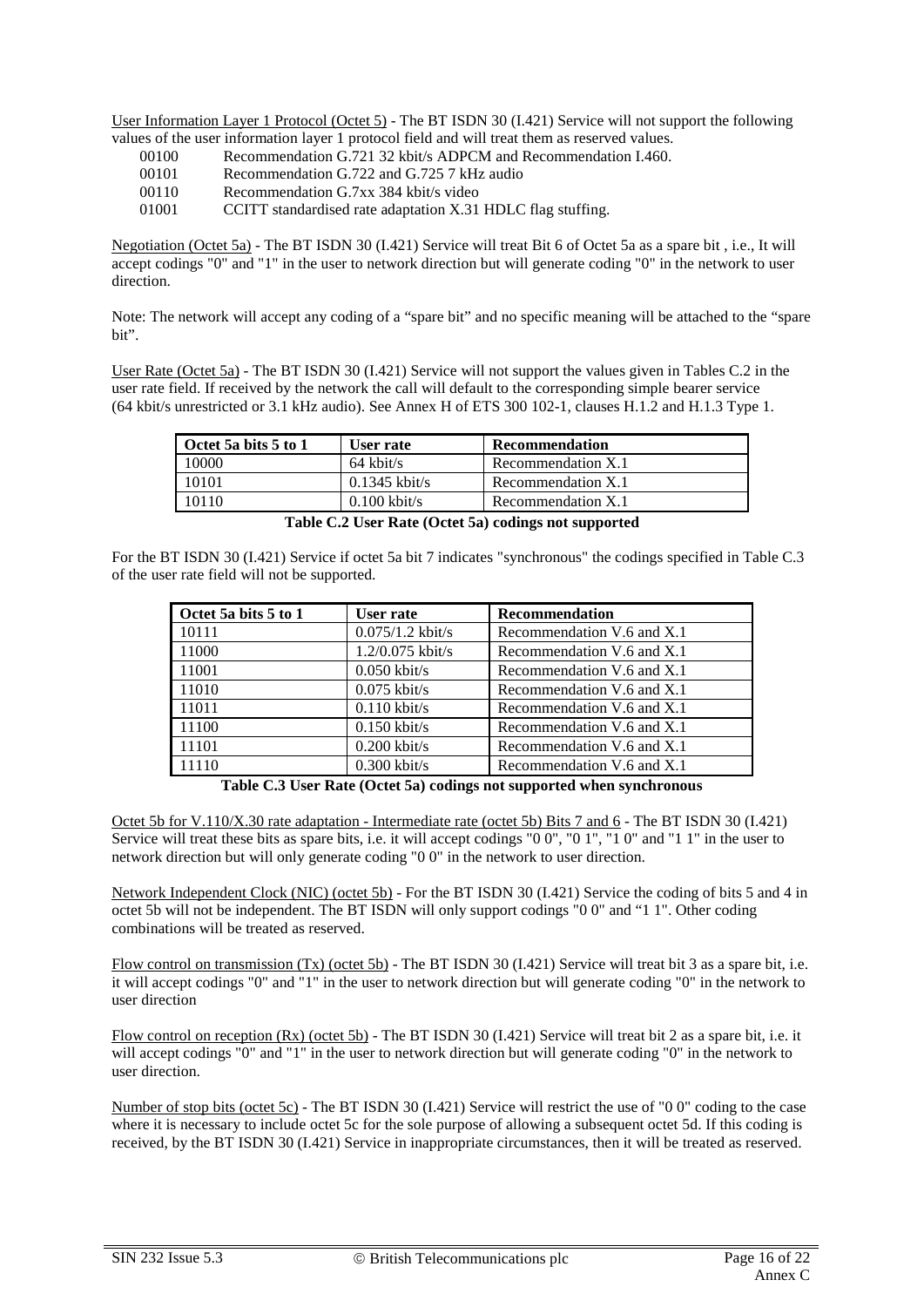User Information Layer 1 Protocol (Octet 5) - The BT ISDN 30 (I.421) Service will not support the following values of the user information layer 1 protocol field and will treat them as reserved values.

00100 Recommendation G.721 32 kbit/s ADPCM and Recommendation I.460.
00101 Recommendation G.722 and G.725 7 kHz audio
00110 Recommendation G.7xx 384 kbit/s video
01001 CCITT standardised rate adaptation X.31 HDLC flag stuffing.

Negotiation (Octet 5a) - The BT ISDN 30 (I.421) Service will treat Bit 6 of Octet 5a as a spare bit , i.e., It will accept codings "0" and "1" in the user to network direction but will generate coding "0" in the network to user direction.

Note: The network will accept any coding of a "spare bit" and no specific meaning will be attached to the "spare bit".

User Rate (Octet 5a) - The BT ISDN 30 (I.421) Service will not support the values given in Tables C.2 in the user rate field. If received by the network the call will default to the corresponding simple bearer service (64 kbit/s unrestricted or 3.1 kHz audio). See Annex H of ETS 300 102-1, clauses H.1.2 and H.1.3 Type 1.

| Octet 5a bits 5 to 1 | User rate | Recommendation |
|---|---|---|
| 10000 | 64 kbit/s | Recommendation X.1 |
| 10101 | 0.1345 kbit/s | Recommendation X.1 |
| 10110 | 0.100 kbit/s | Recommendation X.1 |

**Table C.2 User Rate (Octet 5a) codings not supported**

For the BT ISDN 30 (I.421) Service if octet 5a bit 7 indicates "synchronous" the codings specified in Table C.3 of the user rate field will not be supported.

| Octet 5a bits 5 to 1 | User rate | Recommendation |
|---|---|---|
| 10111 | 0.075/1.2 kbit/s | Recommendation V.6 and X.1 |
| 11000 | 1.2/0.075 kbit/s | Recommendation V.6 and X.1 |
| 11001 | 0.050 kbit/s | Recommendation V.6 and X.1 |
| 11010 | 0.075 kbit/s | Recommendation V.6 and X.1 |
| 11011 | 0.110 kbit/s | Recommendation V.6 and X.1 |
| 11100 | 0.150 kbit/s | Recommendation V.6 and X.1 |
| 11101 | 0.200 kbit/s | Recommendation V.6 and X.1 |
| 11110 | 0.300 kbit/s | Recommendation V.6 and X.1 |

**Table C.3 User Rate (Octet 5a) codings not supported when synchronous**

Octet 5b for V.110/X.30 rate adaptation - Intermediate rate (octet 5b) Bits 7 and 6 - The BT ISDN 30 (I.421) Service will treat these bits as spare bits, i.e. it will accept codings "0 0", "0 1", "1 0" and "1 1" in the user to network direction but will only generate coding "0 0" in the network to user direction.

Network Independent Clock (NIC) (octet 5b) - For the BT ISDN 30 (I.421) Service the coding of bits 5 and 4 in octet 5b will not be independent. The BT ISDN will only support codings "0 0" and "1 1". Other coding combinations will be treated as reserved.

Flow control on transmission (Tx) (octet 5b) - The BT ISDN 30 (I.421) Service will treat bit 3 as a spare bit, i.e. it will accept codings "0" and "1" in the user to network direction but will generate coding "0" in the network to user direction

Flow control on reception (Rx) (octet 5b) - The BT ISDN 30 (I.421) Service will treat bit 2 as a spare bit, i.e. it will accept codings "0" and "1" in the user to network direction but will generate coding "0" in the network to user direction.

Number of stop bits (octet 5c) - The BT ISDN 30 (I.421) Service will restrict the use of "0 0" coding to the case where it is necessary to include octet 5c for the sole purpose of allowing a subsequent octet 5d. If this coding is received, by the BT ISDN 30 (I.421) Service in inappropriate circumstances, then it will be treated as reserved.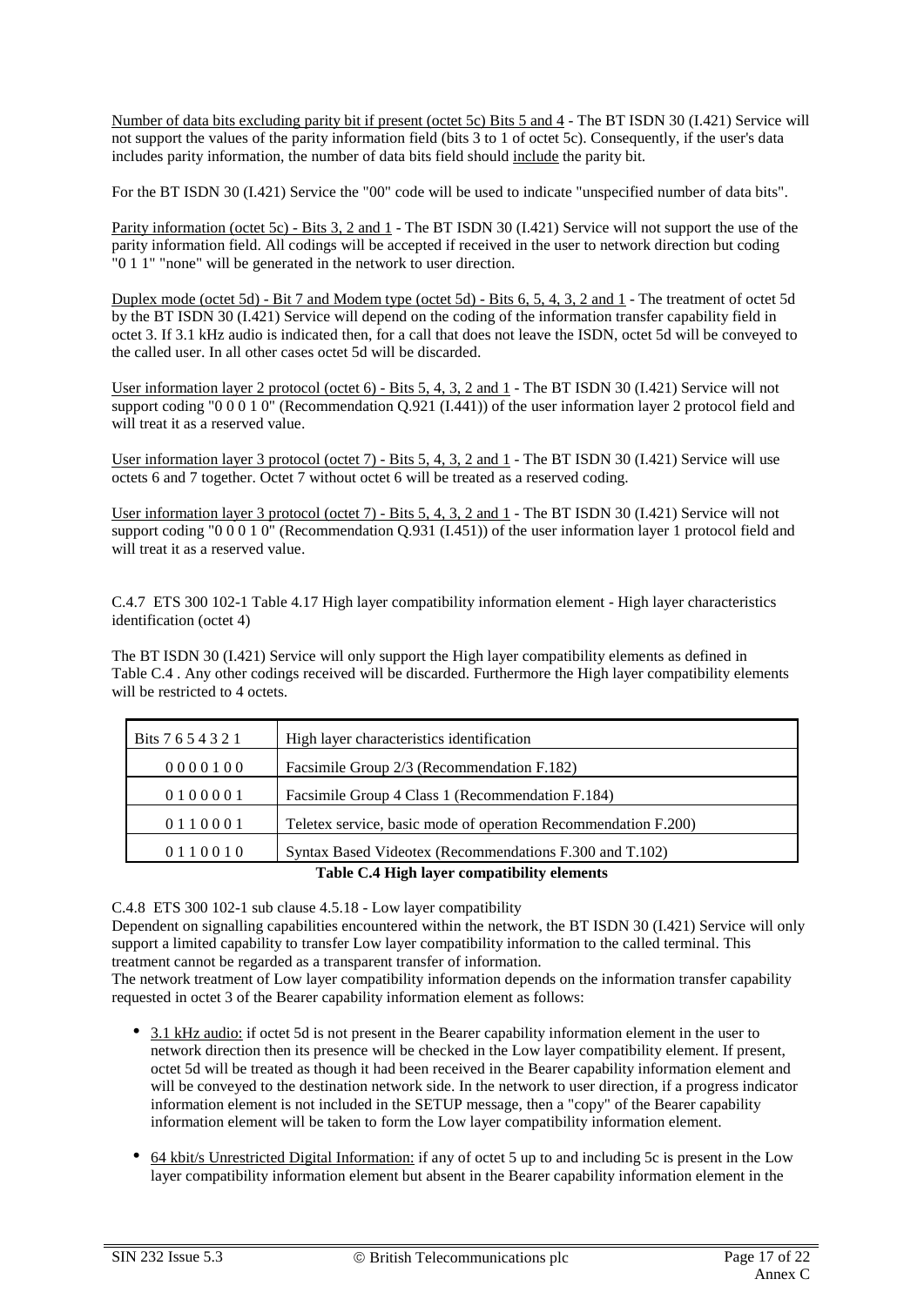Number of data bits excluding parity bit if present (octet 5c) Bits 5 and 4 - The BT ISDN 30 (I.421) Service will not support the values of the parity information field (bits 3 to 1 of octet 5c). Consequently, if the user's data includes parity information, the number of data bits field should include the parity bit.

For the BT ISDN 30 (I.421) Service the "00" code will be used to indicate "unspecified number of data bits".

Parity information (octet 5c) - Bits 3, 2 and 1 - The BT ISDN 30 (I.421) Service will not support the use of the parity information field. All codings will be accepted if received in the user to network direction but coding "0 1 1" "none" will be generated in the network to user direction.

Duplex mode (octet 5d) - Bit 7 and Modem type (octet 5d) - Bits 6, 5, 4, 3, 2 and 1 - The treatment of octet 5d by the BT ISDN 30 (I.421) Service will depend on the coding of the information transfer capability field in octet 3. If 3.1 kHz audio is indicated then, for a call that does not leave the ISDN, octet 5d will be conveyed to the called user. In all other cases octet 5d will be discarded.

User information layer 2 protocol (octet 6) - Bits 5, 4, 3, 2 and 1 - The BT ISDN 30 (I.421) Service will not support coding "0 0 0 1 0" (Recommendation Q.921 (I.441)) of the user information layer 2 protocol field and will treat it as a reserved value.

User information layer 3 protocol (octet 7) - Bits 5, 4, 3, 2 and 1 - The BT ISDN 30 (I.421) Service will use octets 6 and 7 together. Octet 7 without octet 6 will be treated as a reserved coding.

User information layer 3 protocol (octet 7) - Bits 5, 4, 3, 2 and 1 - The BT ISDN 30 (I.421) Service will not support coding "0 0 0 1 0" (Recommendation Q.931 (I.451)) of the user information layer 1 protocol field and will treat it as a reserved value.

C.4.7 ETS 300 102-1 Table 4.17 High layer compatibility information element - High layer characteristics identification (octet 4)

The BT ISDN 30 (I.421) Service will only support the High layer compatibility elements as defined in Table C.4 . Any other codings received will be discarded. Furthermore the High layer compatibility elements will be restricted to 4 octets.

| Bits 7 6 5 4 3 2 1 | High layer characteristics identification |
|---|---|
| 0 0 0 0 1 0 0 | Facsimile Group 2/3 (Recommendation F.182) |
| 0 1 0 0 0 0 1 | Facsimile Group 4 Class 1 (Recommendation F.184) |
| 0 1 1 0 0 0 1 | Teletex service, basic mode of operation Recommendation F.200) |
| 0 1 1 0 0 1 0 | Syntax Based Videotex (Recommendations F.300 and T.102) |

**Table C.4 High layer compatibility elements**

C.4.8 ETS 300 102-1 sub clause 4.5.18 - Low layer compatibility
Dependent on signalling capabilities encountered within the network, the BT ISDN 30 (I.421) Service will only support a limited capability to transfer Low layer compatibility information to the called terminal. This treatment cannot be regarded as a transparent transfer of information.
The network treatment of Low layer compatibility information depends on the information transfer capability requested in octet 3 of the Bearer capability information element as follows:

- 3.1 kHz audio: if octet 5d is not present in the Bearer capability information element in the user to network direction then its presence will be checked in the Low layer compatibility element. If present, octet 5d will be treated as though it had been received in the Bearer capability information element and will be conveyed to the destination network side. In the network to user direction, if a progress indicator information element is not included in the SETUP message, then a "copy" of the Bearer capability information element will be taken to form the Low layer compatibility information element.

- 64 kbit/s Unrestricted Digital Information: if any of octet 5 up to and including 5c is present in the Low layer compatibility information element but absent in the Bearer capability information element in the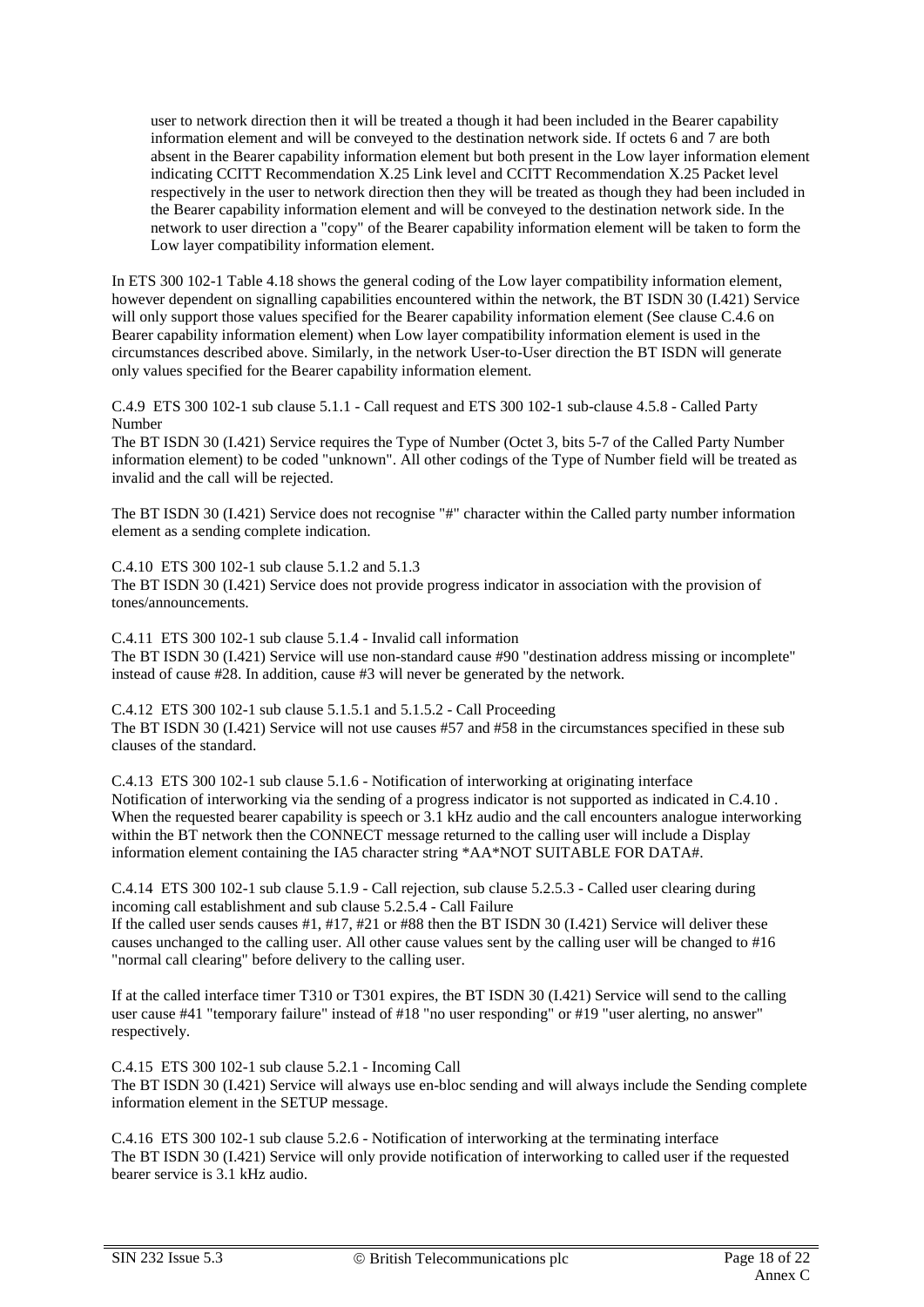user to network direction then it will be treated a though it had been included in the Bearer capability information element and will be conveyed to the destination network side. If octets 6 and 7 are both absent in the Bearer capability information element but both present in the Low layer information element indicating CCITT Recommendation X.25 Link level and CCITT Recommendation X.25 Packet level respectively in the user to network direction then they will be treated as though they had been included in the Bearer capability information element and will be conveyed to the destination network side. In the network to user direction a "copy" of the Bearer capability information element will be taken to form the Low layer compatibility information element.

In ETS 300 102-1 Table 4.18 shows the general coding of the Low layer compatibility information element, however dependent on signalling capabilities encountered within the network, the BT ISDN 30 (I.421) Service will only support those values specified for the Bearer capability information element (See clause C.4.6 on Bearer capability information element) when Low layer compatibility information element is used in the circumstances described above. Similarly, in the network User-to-User direction the BT ISDN will generate only values specified for the Bearer capability information element.

C.4.9 ETS 300 102-1 sub clause 5.1.1 - Call request and ETS 300 102-1 sub-clause 4.5.8 - Called Party Number

The BT ISDN 30 (I.421) Service requires the Type of Number (Octet 3, bits 5-7 of the Called Party Number information element) to be coded "unknown". All other codings of the Type of Number field will be treated as invalid and the call will be rejected.

The BT ISDN 30 (I.421) Service does not recognise "#" character within the Called party number information element as a sending complete indication.

C.4.10 ETS 300 102-1 sub clause 5.1.2 and 5.1.3

The BT ISDN 30 (I.421) Service does not provide progress indicator in association with the provision of tones/announcements.

C.4.11 ETS 300 102-1 sub clause 5.1.4 - Invalid call information

The BT ISDN 30 (I.421) Service will use non-standard cause #90 "destination address missing or incomplete" instead of cause #28. In addition, cause #3 will never be generated by the network.

C.4.12 ETS 300 102-1 sub clause 5.1.5.1 and 5.1.5.2 - Call Proceeding

The BT ISDN 30 (I.421) Service will not use causes #57 and #58 in the circumstances specified in these sub clauses of the standard.

C.4.13 ETS 300 102-1 sub clause 5.1.6 - Notification of interworking at originating interface

Notification of interworking via the sending of a progress indicator is not supported as indicated in C.4.10 . When the requested bearer capability is speech or 3.1 kHz audio and the call encounters analogue interworking within the BT network then the CONNECT message returned to the calling user will include a Display information element containing the IA5 character string *AA*NOT SUITABLE FOR DATA#.

C.4.14 ETS 300 102-1 sub clause 5.1.9 - Call rejection, sub clause 5.2.5.3 - Called user clearing during incoming call establishment and sub clause 5.2.5.4 - Call Failure

If the called user sends causes #1, #17, #21 or #88 then the BT ISDN 30 (I.421) Service will deliver these causes unchanged to the calling user. All other cause values sent by the calling user will be changed to #16 "normal call clearing" before delivery to the calling user.

If at the called interface timer T310 or T301 expires, the BT ISDN 30 (I.421) Service will send to the calling user cause #41 "temporary failure" instead of #18 "no user responding" or #19 "user alerting, no answer" respectively.

C.4.15 ETS 300 102-1 sub clause 5.2.1 - Incoming Call

The BT ISDN 30 (I.421) Service will always use en-bloc sending and will always include the Sending complete information element in the SETUP message.

C.4.16 ETS 300 102-1 sub clause 5.2.6 - Notification of interworking at the terminating interface

The BT ISDN 30 (I.421) Service will only provide notification of interworking to called user if the requested bearer service is 3.1 kHz audio.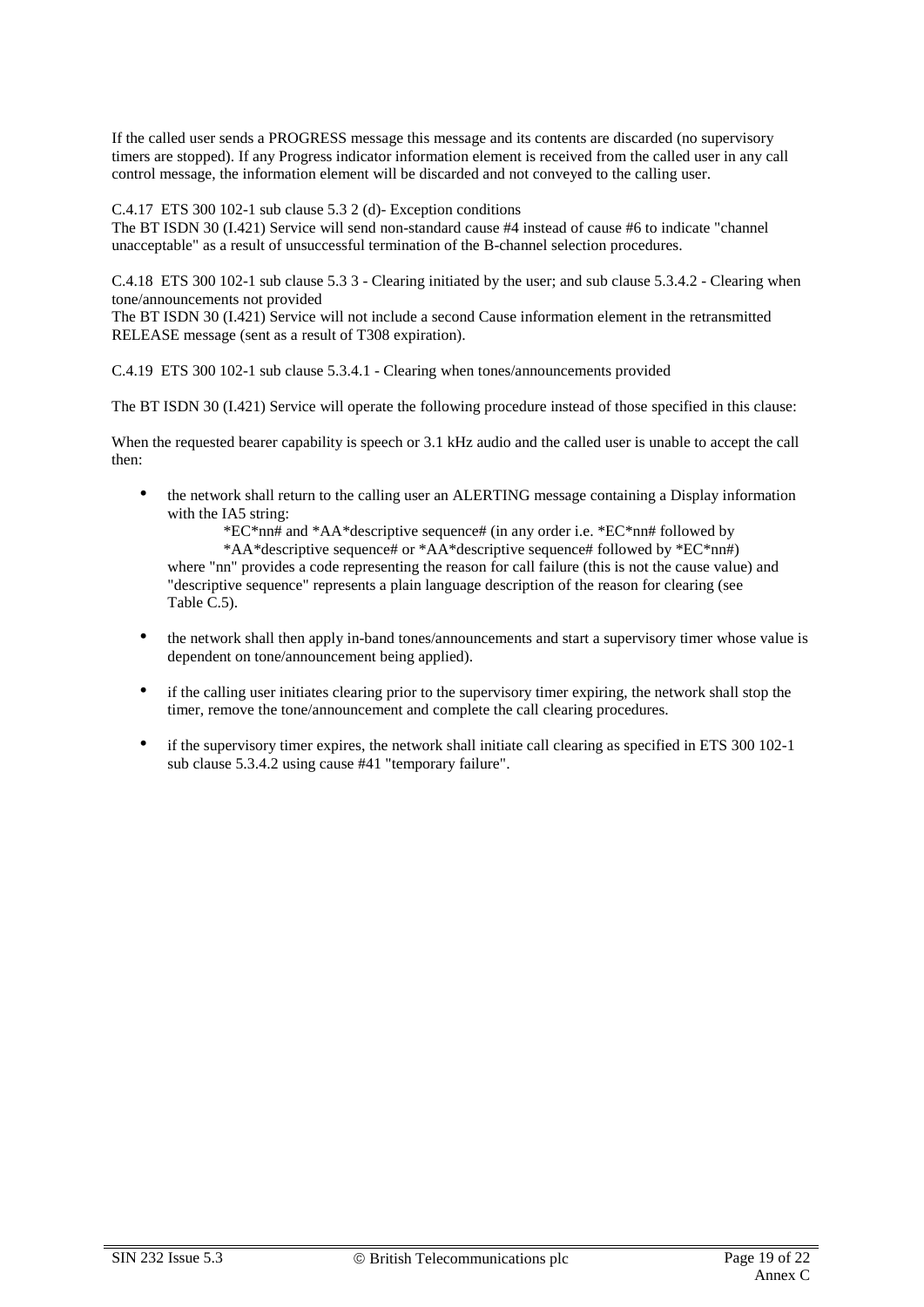If the called user sends a PROGRESS message this message and its contents are discarded (no supervisory timers are stopped). If any Progress indicator information element is received from the called user in any call control message, the information element will be discarded and not conveyed to the calling user.

C.4.17 ETS 300 102-1 sub clause 5.3 2 (d)- Exception conditions
The BT ISDN 30 (I.421) Service will send non-standard cause #4 instead of cause #6 to indicate "channel unacceptable" as a result of unsuccessful termination of the B-channel selection procedures.

C.4.18 ETS 300 102-1 sub clause 5.3 3 - Clearing initiated by the user; and sub clause 5.3.4.2 - Clearing when tone/announcements not provided
The BT ISDN 30 (I.421) Service will not include a second Cause information element in the retransmitted RELEASE message (sent as a result of T308 expiration).

C.4.19 ETS 300 102-1 sub clause 5.3.4.1 - Clearing when tones/announcements provided

The BT ISDN 30 (I.421) Service will operate the following procedure instead of those specified in this clause:

When the requested bearer capability is speech or 3.1 kHz audio and the called user is unable to accept the call then:

- the network shall return to the calling user an ALERTING message containing a Display information with the IA5 string:
  *EC*nn# and *AA*descriptive sequence# (in any order i.e. *EC*nn# followed by *AA*descriptive sequence# or *AA*descriptive sequence# followed by *EC*nn#)
  where "nn" provides a code representing the reason for call failure (this is not the cause value) and "descriptive sequence" represents a plain language description of the reason for clearing (see Table C.5).

- the network shall then apply in-band tones/announcements and start a supervisory timer whose value is dependent on tone/announcement being applied).

- if the calling user initiates clearing prior to the supervisory timer expiring, the network shall stop the timer, remove the tone/announcement and complete the call clearing procedures.

- if the supervisory timer expires, the network shall initiate call clearing as specified in ETS 300 102-1 sub clause 5.3.4.2 using cause #41 "temporary failure".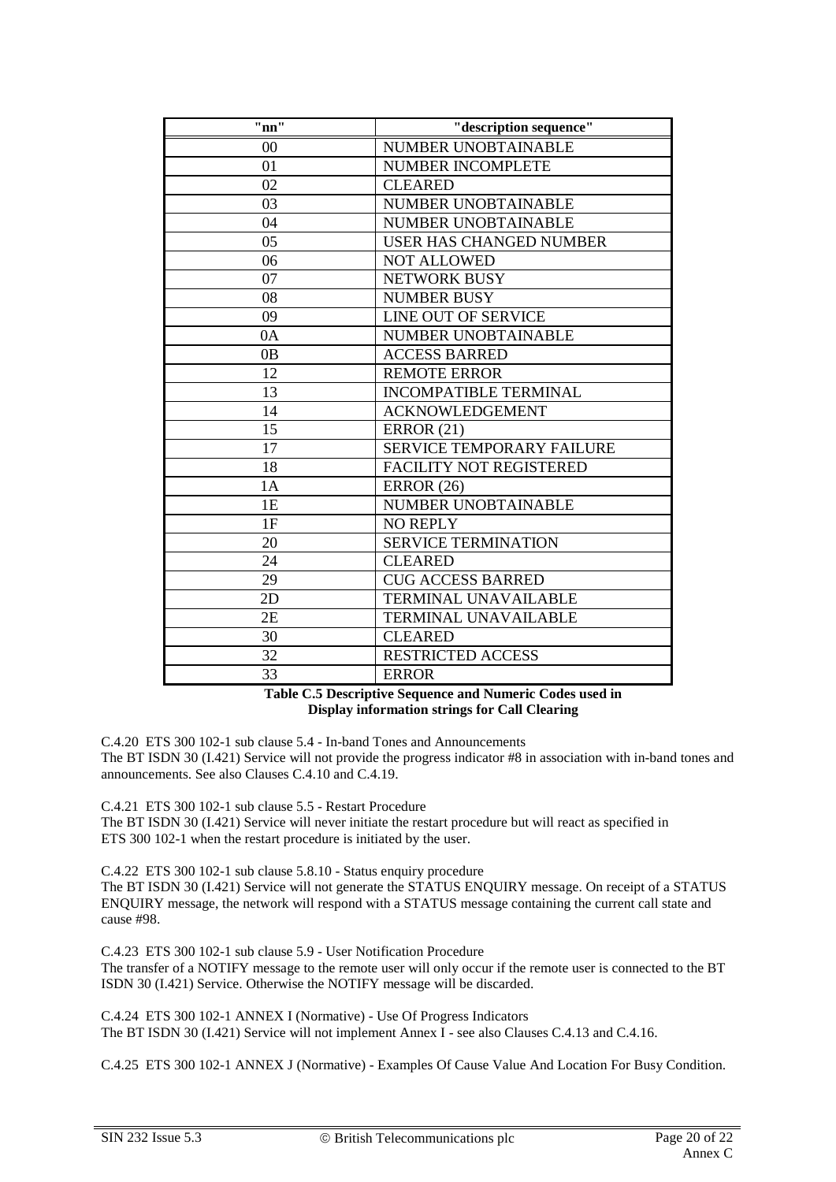| "nn" | "description sequence" |
|---|---|
| 00 | NUMBER UNOBTAINABLE |
| 01 | NUMBER INCOMPLETE |
| 02 | CLEARED |
| 03 | NUMBER UNOBTAINABLE |
| 04 | NUMBER UNOBTAINABLE |
| 05 | USER HAS CHANGED NUMBER |
| 06 | NOT ALLOWED |
| 07 | NETWORK BUSY |
| 08 | NUMBER BUSY |
| 09 | LINE OUT OF SERVICE |
| 0A | NUMBER UNOBTAINABLE |
| 0B | ACCESS BARRED |
| 12 | REMOTE ERROR |
| 13 | INCOMPATIBLE TERMINAL |
| 14 | ACKNOWLEDGEMENT |
| 15 | ERROR (21) |
| 17 | SERVICE TEMPORARY FAILURE |
| 18 | FACILITY NOT REGISTERED |
| 1A | ERROR (26) |
| 1E | NUMBER UNOBTAINABLE |
| 1F | NO REPLY |
| 20 | SERVICE TERMINATION |
| 24 | CLEARED |
| 29 | CUG ACCESS BARRED |
| 2D | TERMINAL UNAVAILABLE |
| 2E | TERMINAL UNAVAILABLE |
| 30 | CLEARED |
| 32 | RESTRICTED ACCESS |
| 33 | ERROR |

**Table C.5 Descriptive Sequence and Numeric Codes used in Display information strings for Call Clearing**

C.4.20 ETS 300 102-1 sub clause 5.4 - In-band Tones and Announcements
The BT ISDN 30 (I.421) Service will not provide the progress indicator #8 in association with in-band tones and announcements. See also Clauses C.4.10 and C.4.19.

C.4.21 ETS 300 102-1 sub clause 5.5 - Restart Procedure
The BT ISDN 30 (I.421) Service will never initiate the restart procedure but will react as specified in ETS 300 102-1 when the restart procedure is initiated by the user.

C.4.22 ETS 300 102-1 sub clause 5.8.10 - Status enquiry procedure
The BT ISDN 30 (I.421) Service will not generate the STATUS ENQUIRY message. On receipt of a STATUS ENQUIRY message, the network will respond with a STATUS message containing the current call state and cause #98.

C.4.23 ETS 300 102-1 sub clause 5.9 - User Notification Procedure
The transfer of a NOTIFY message to the remote user will only occur if the remote user is connected to the BT ISDN 30 (I.421) Service. Otherwise the NOTIFY message will be discarded.

C.4.24 ETS 300 102-1 ANNEX I (Normative) - Use Of Progress Indicators
The BT ISDN 30 (I.421) Service will not implement Annex I - see also Clauses C.4.13 and C.4.16.

C.4.25 ETS 300 102-1 ANNEX J (Normative) - Examples Of Cause Value And Location For Busy Condition.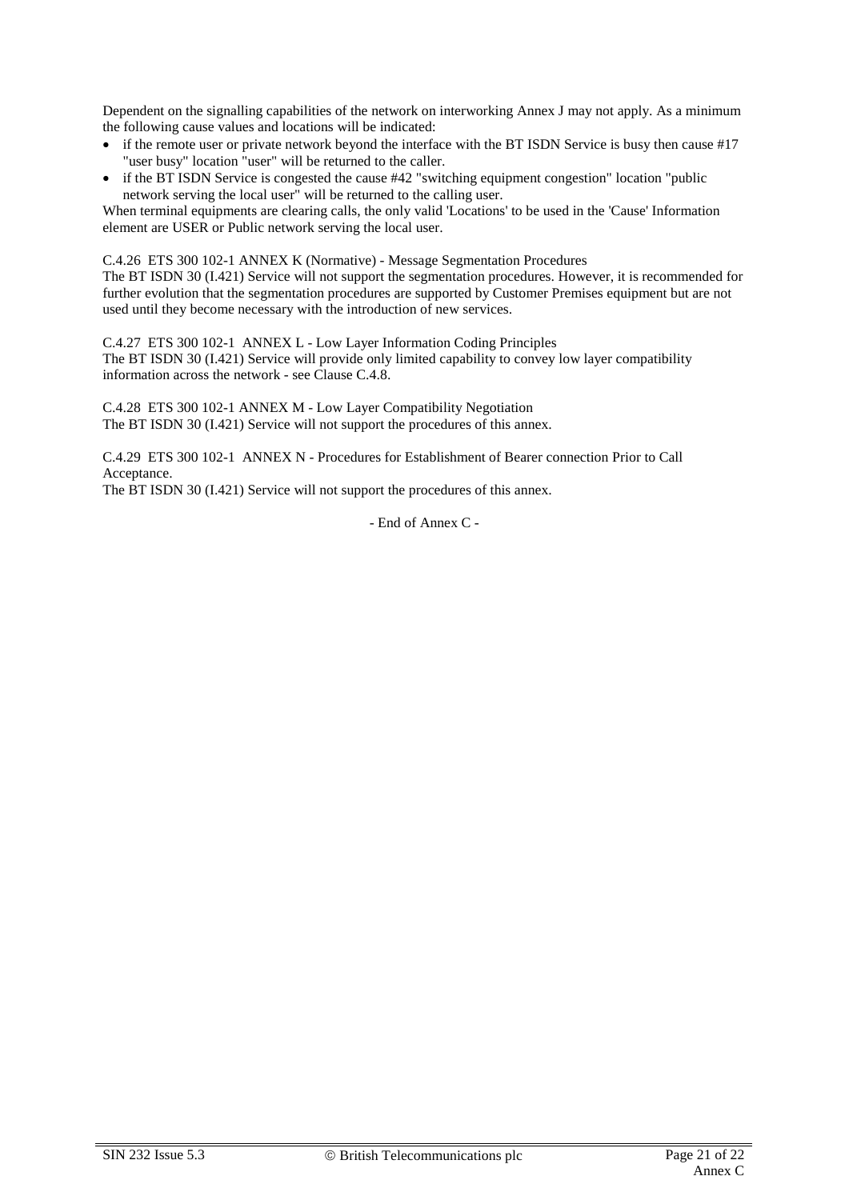Dependent on the signalling capabilities of the network on interworking Annex J may not apply. As a minimum the following cause values and locations will be indicated:

- if the remote user or private network beyond the interface with the BT ISDN Service is busy then cause #17 "user busy" location "user" will be returned to the caller.
- if the BT ISDN Service is congested the cause #42 "switching equipment congestion" location "public network serving the local user" will be returned to the calling user.

When terminal equipments are clearing calls, the only valid 'Locations' to be used in the 'Cause' Information element are USER or Public network serving the local user.

C.4.26 ETS 300 102-1 ANNEX K (Normative) - Message Segmentation Procedures

The BT ISDN 30 (I.421) Service will not support the segmentation procedures. However, it is recommended for further evolution that the segmentation procedures are supported by Customer Premises equipment but are not used until they become necessary with the introduction of new services.

C.4.27 ETS 300 102-1 ANNEX L - Low Layer Information Coding Principles

The BT ISDN 30 (I.421) Service will provide only limited capability to convey low layer compatibility information across the network - see Clause C.4.8.

C.4.28 ETS 300 102-1 ANNEX M - Low Layer Compatibility Negotiation

The BT ISDN 30 (I.421) Service will not support the procedures of this annex.

C.4.29 ETS 300 102-1 ANNEX N - Procedures for Establishment of Bearer connection Prior to Call Acceptance.

The BT ISDN 30 (I.421) Service will not support the procedures of this annex.

- End of Annex C -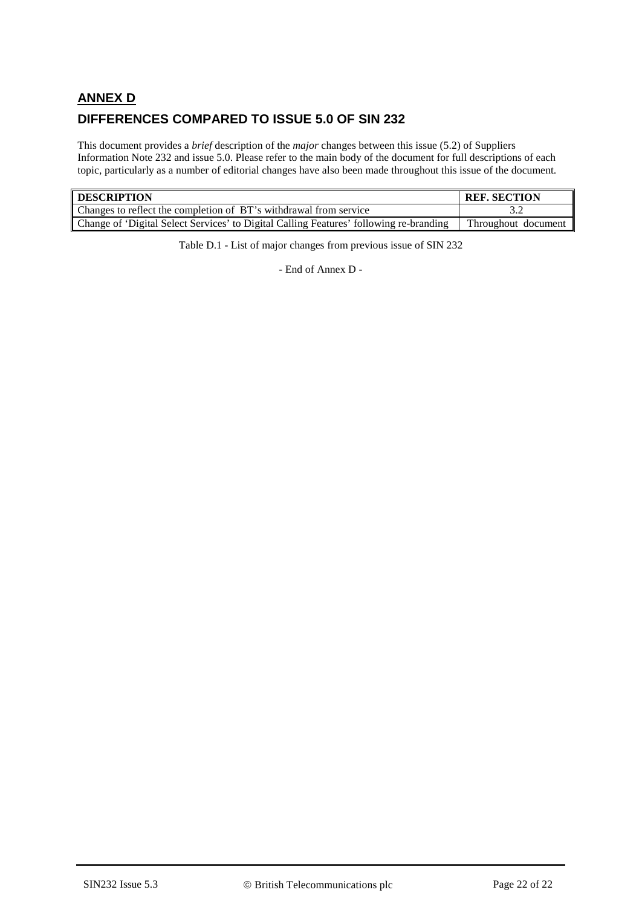## ANNEX D

## DIFFERENCES COMPARED TO ISSUE 5.0 OF SIN 232

This document provides a *brief* description of the *major* changes between this issue (5.2) of Suppliers Information Note 232 and issue 5.0. Please refer to the main body of the document for full descriptions of each topic, particularly as a number of editorial changes have also been made throughout this issue of the document.

| DESCRIPTION | REF. SECTION |
|---|---|
| Changes to reflect the completion of BT's withdrawal from service | 3.2 |
| Change of 'Digital Select Services' to Digital Calling Features' following re-branding | Throughout document |

Table D.1 - List of major changes from previous issue of SIN 232

- End of Annex D -